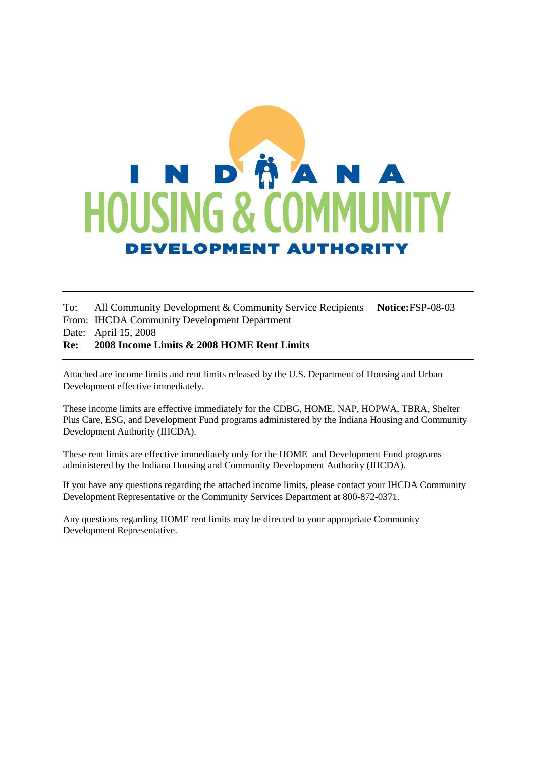INDIANA HOUSING & COMMUNITY DEVELOPMENT AUTHORITY

---

To: All Community Development & Community Service Recipients **Notice:** FSP-08-03
From: IHCDA Community Development Department
Date: April 15, 2008
**Re: 2008 Income Limits & 2008 HOME Rent Limits**

---

Attached are income limits and rent limits released by the U.S. Department of Housing and Urban Development effective immediately.

These income limits are effective immediately for the CDBG, HOME, NAP, HOPWA, TBRA, Shelter Plus Care, ESG, and Development Fund programs administered by the Indiana Housing and Community Development Authority (IHCDA).

These rent limits are effective immediately only for the HOME and Development Fund programs administered by the Indiana Housing and Community Development Authority (IHCDA).

If you have any questions regarding the attached income limits, please contact your IHCDA Community Development Representative or the Community Services Department at 800-872-0371.

Any questions regarding HOME rent limits may be directed to your appropriate Community Development Representative.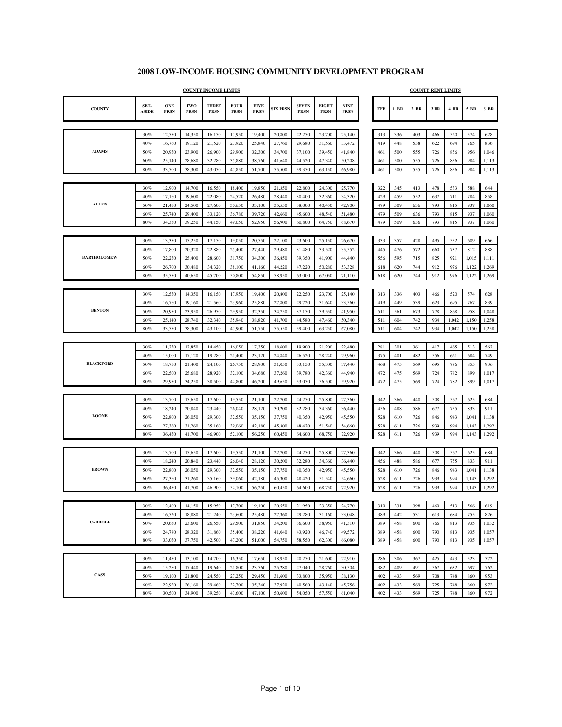# 2008 LOW-INCOME HOUSING COMMUNITY DEVELOPMENT PROGRAM

| | | COUNTY INCOME LIMITS | | | | | | | | | COUNTY RENT LIMITS | | | | | | |
|---|---|---|---|---|---|---|---|---|---|---|---|---|---|---|---|---|---|
| COUNTY | SET-ASIDE | ONE PRSN | TWO PRSN | THREE PRSN | FOUR PRSN | FIVE PRSN | SIX PRSN | SEVEN PRSN | EIGHT PRSN | NINE PRSN | EFF | 1 BR | 2 BR | 3 BR | 4 BR | 5 BR | 6 BR |
| ADAMS | 30% | 12,550 | 14,350 | 16,150 | 17,950 | 19,400 | 20,800 | 22,250 | 23,700 | 25,140 | 313 | 336 | 403 | 466 | 520 | 574 | 628 |
| | 40% | 16,760 | 19,120 | 21,520 | 23,920 | 25,840 | 27,760 | 29,680 | 31,560 | 33,472 | 419 | 448 | 538 | 622 | 694 | 765 | 836 |
| | 50% | 20,950 | 23,900 | 26,900 | 29,900 | 32,300 | 34,700 | 37,100 | 39,450 | 41,840 | 461 | 500 | 555 | 726 | 856 | 956 | 1,046 |
| | 60% | 25,140 | 28,680 | 32,280 | 35,880 | 38,760 | 41,640 | 44,520 | 47,340 | 50,208 | 461 | 500 | 555 | 726 | 856 | 984 | 1,113 |
| | 80% | 33,500 | 38,300 | 43,050 | 47,850 | 51,700 | 55,500 | 59,350 | 63,150 | 66,980 | 461 | 500 | 555 | 726 | 856 | 984 | 1,113 |
| ALLEN | 30% | 12,900 | 14,700 | 16,550 | 18,400 | 19,850 | 21,350 | 22,800 | 24,300 | 25,770 | 322 | 345 | 413 | 478 | 533 | 588 | 644 |
| | 40% | 17,160 | 19,600 | 22,080 | 24,520 | 26,480 | 28,440 | 30,400 | 32,360 | 34,320 | 429 | 459 | 552 | 637 | 711 | 784 | 858 |
| | 50% | 21,450 | 24,500 | 27,600 | 30,650 | 33,100 | 35,550 | 38,000 | 40,450 | 42,900 | 479 | 509 | 636 | 793 | 815 | 937 | 1,060 |
| | 60% | 25,740 | 29,400 | 33,120 | 36,780 | 39,720 | 42,660 | 45,600 | 48,540 | 51,480 | 479 | 509 | 636 | 793 | 815 | 937 | 1,060 |
| | 80% | 34,350 | 39,250 | 44,150 | 49,050 | 52,950 | 56,900 | 60,800 | 64,750 | 68,670 | 479 | 509 | 636 | 793 | 815 | 937 | 1,060 |
| BARTHOLOMEW | 30% | 13,350 | 15,250 | 17,150 | 19,050 | 20,550 | 22,100 | 23,600 | 25,150 | 26,670 | 333 | 357 | 428 | 495 | 552 | 609 | 666 |
| | 40% | 17,800 | 20,320 | 22,880 | 25,400 | 27,440 | 29,480 | 31,480 | 33,520 | 35,552 | 445 | 476 | 572 | 660 | 737 | 812 | 888 |
| | 50% | 22,250 | 25,400 | 28,600 | 31,750 | 34,300 | 36,850 | 39,350 | 41,900 | 44,440 | 556 | 595 | 715 | 825 | 921 | 1,015 | 1,111 |
| | 60% | 26,700 | 30,480 | 34,320 | 38,100 | 41,160 | 44,220 | 47,220 | 50,280 | 53,328 | 618 | 620 | 744 | 912 | 976 | 1,122 | 1,269 |
| | 80% | 35,550 | 40,650 | 45,700 | 50,800 | 54,850 | 58,950 | 63,000 | 67,050 | 71,110 | 618 | 620 | 744 | 912 | 976 | 1,122 | 1,269 |
| BENTON | 30% | 12,550 | 14,350 | 16,150 | 17,950 | 19,400 | 20,800 | 22,250 | 23,700 | 25,140 | 313 | 336 | 403 | 466 | 520 | 574 | 628 |
| | 40% | 16,760 | 19,160 | 21,560 | 23,960 | 25,880 | 27,800 | 29,720 | 31,640 | 33,560 | 419 | 449 | 539 | 623 | 695 | 767 | 839 |
| | 50% | 20,950 | 23,950 | 26,950 | 29,950 | 32,350 | 34,750 | 37,150 | 39,550 | 41,950 | 511 | 561 | 673 | 778 | 868 | 958 | 1,048 |
| | 60% | 25,140 | 28,740 | 32,340 | 35,940 | 38,820 | 41,700 | 44,580 | 47,460 | 50,340 | 511 | 604 | 742 | 934 | 1,042 | 1,150 | 1,258 |
| | 80% | 33,550 | 38,300 | 43,100 | 47,900 | 51,750 | 55,550 | 59,400 | 63,250 | 67,080 | 511 | 604 | 742 | 934 | 1,042 | 1,150 | 1,258 |
| BLACKFORD | 30% | 11,250 | 12,850 | 14,450 | 16,050 | 17,350 | 18,600 | 19,900 | 21,200 | 22,480 | 281 | 301 | 361 | 417 | 465 | 513 | 562 |
| | 40% | 15,000 | 17,120 | 19,280 | 21,400 | 23,120 | 24,840 | 26,520 | 28,240 | 29,960 | 375 | 401 | 482 | 556 | 621 | 684 | 749 |
| | 50% | 18,750 | 21,400 | 24,100 | 26,750 | 28,900 | 31,050 | 33,150 | 35,300 | 37,440 | 468 | 475 | 569 | 695 | 776 | 855 | 936 |
| | 60% | 22,500 | 25,680 | 28,920 | 32,100 | 34,680 | 37,260 | 39,780 | 42,360 | 44,940 | 472 | 475 | 569 | 724 | 782 | 899 | 1,017 |
| | 80% | 29,950 | 34,250 | 38,500 | 42,800 | 46,200 | 49,650 | 53,050 | 56,500 | 59,920 | 472 | 475 | 569 | 724 | 782 | 899 | 1,017 |
| BOONE | 30% | 13,700 | 15,650 | 17,600 | 19,550 | 21,100 | 22,700 | 24,250 | 25,800 | 27,360 | 342 | 366 | 440 | 508 | 567 | 625 | 684 |
| | 40% | 18,240 | 20,840 | 23,440 | 26,040 | 28,120 | 30,200 | 32,280 | 34,360 | 36,440 | 456 | 488 | 586 | 677 | 755 | 833 | 911 |
| | 50% | 22,800 | 26,050 | 29,300 | 32,550 | 35,150 | 37,750 | 40,350 | 42,950 | 45,550 | 528 | 610 | 726 | 846 | 943 | 1,041 | 1,138 |
| | 60% | 27,360 | 31,260 | 35,160 | 39,060 | 42,180 | 45,300 | 48,420 | 51,540 | 54,660 | 528 | 611 | 726 | 939 | 994 | 1,143 | 1,292 |
| | 80% | 36,450 | 41,700 | 46,900 | 52,100 | 56,250 | 60,450 | 64,600 | 68,750 | 72,920 | 528 | 611 | 726 | 939 | 994 | 1,143 | 1,292 |
| BROWN | 30% | 13,700 | 15,650 | 17,600 | 19,550 | 21,100 | 22,700 | 24,250 | 25,800 | 27,360 | 342 | 366 | 440 | 508 | 567 | 625 | 684 |
| | 40% | 18,240 | 20,840 | 23,440 | 26,040 | 28,120 | 30,200 | 32,280 | 34,360 | 36,440 | 456 | 488 | 586 | 677 | 755 | 833 | 911 |
| | 50% | 22,800 | 26,050 | 29,300 | 32,550 | 35,150 | 37,750 | 40,350 | 42,950 | 45,550 | 528 | 610 | 726 | 846 | 943 | 1,041 | 1,138 |
| | 60% | 27,360 | 31,260 | 35,160 | 39,060 | 42,180 | 45,300 | 48,420 | 51,540 | 54,660 | 528 | 611 | 726 | 939 | 994 | 1,143 | 1,292 |
| | 80% | 36,450 | 41,700 | 46,900 | 52,100 | 56,250 | 60,450 | 64,600 | 68,750 | 72,920 | 528 | 611 | 726 | 939 | 994 | 1,143 | 1,292 |
| CARROLL | 30% | 12,400 | 14,150 | 15,950 | 17,700 | 19,100 | 20,550 | 21,950 | 23,350 | 24,770 | 310 | 331 | 398 | 460 | 513 | 566 | 619 |
| | 40% | 16,520 | 18,880 | 21,240 | 23,600 | 25,480 | 27,360 | 29,280 | 31,160 | 33,048 | 389 | 442 | 531 | 613 | 684 | 755 | 826 |
| | 50% | 20,650 | 23,600 | 26,550 | 29,500 | 31,850 | 34,200 | 36,600 | 38,950 | 41,310 | 389 | 458 | 600 | 766 | 813 | 935 | 1,032 |
| | 60% | 24,780 | 28,320 | 31,860 | 35,400 | 38,220 | 41,040 | 43,920 | 46,740 | 49,572 | 389 | 458 | 600 | 790 | 813 | 935 | 1,057 |
| | 80% | 33,050 | 37,750 | 42,500 | 47,200 | 51,000 | 54,750 | 58,550 | 62,300 | 66,080 | 389 | 458 | 600 | 790 | 813 | 935 | 1,057 |
| CASS | 30% | 11,450 | 13,100 | 14,700 | 16,350 | 17,650 | 18,950 | 20,250 | 21,600 | 22,910 | 286 | 306 | 367 | 425 | 473 | 523 | 572 |
| | 40% | 15,280 | 17,440 | 19,640 | 21,800 | 23,560 | 25,280 | 27,040 | 28,760 | 30,504 | 382 | 409 | 491 | 567 | 632 | 697 | 762 |
| | 50% | 19,100 | 21,800 | 24,550 | 27,250 | 29,450 | 31,600 | 33,800 | 35,950 | 38,130 | 402 | 433 | 569 | 708 | 748 | 860 | 953 |
| | 60% | 22,920 | 26,160 | 29,460 | 32,700 | 35,340 | 37,920 | 40,560 | 43,140 | 45,756 | 402 | 433 | 569 | 725 | 748 | 860 | 972 |
| | 80% | 30,500 | 34,900 | 39,250 | 43,600 | 47,100 | 50,600 | 54,050 | 57,550 | 61,040 | 402 | 433 | 569 | 725 | 748 | 860 | 972 |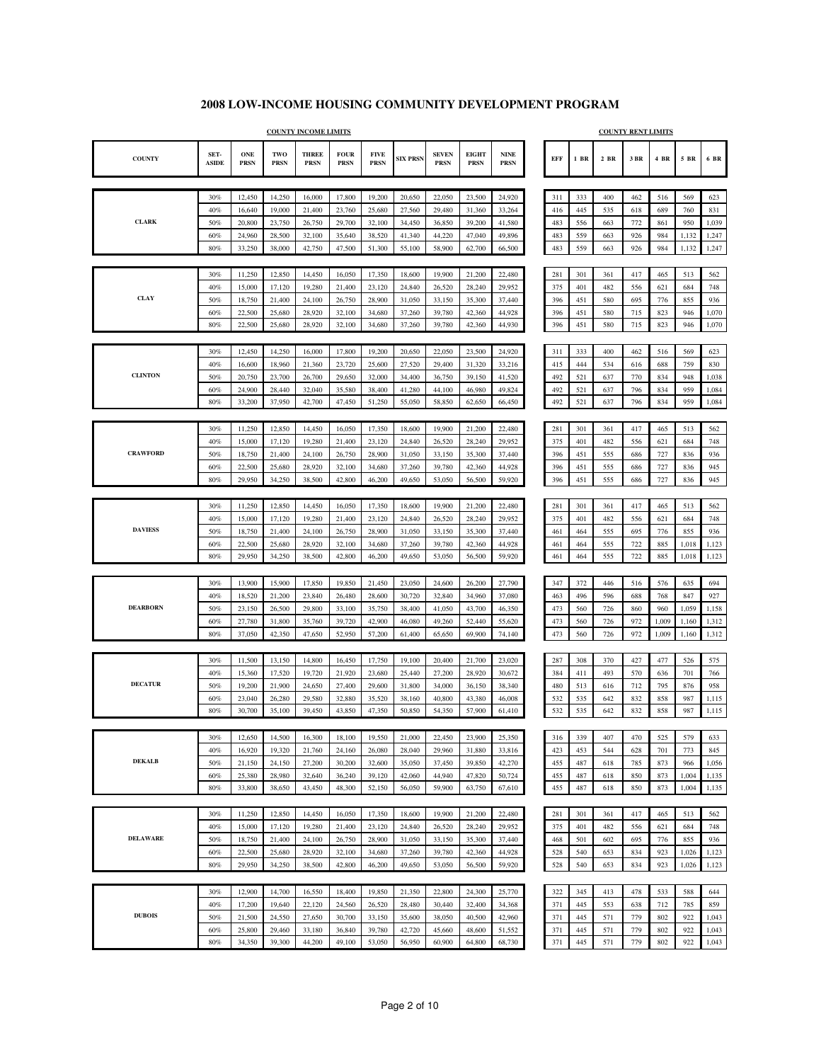# 2008 LOW-INCOME HOUSING COMMUNITY DEVELOPMENT PROGRAM

| | | COUNTY INCOME LIMITS | | | | | | | | | | COUNTY RENT LIMITS | | | | | | |
|---|---|---|---|---|---|---|---|---|---|---|---|---|---|---|---|---|---|---|
| COUNTY | SET-ASIDE | ONE PRSN | TWO PRSN | THREE PRSN | FOUR PRSN | FIVE PRSN | SIX PRSN | SEVEN PRSN | EIGHT PRSN | NINE PRSN | | EFF | 1 BR | 2 BR | 3 BR | 4 BR | 5 BR | 6 BR |
| | 30% | 12,450 | 14,250 | 16,000 | 17,800 | 19,200 | 20,650 | 22,050 | 23,500 | 24,920 | | 311 | 333 | 400 | 462 | 516 | 569 | 623 |
| | 40% | 16,640 | 19,000 | 21,400 | 23,760 | 25,680 | 27,560 | 29,480 | 31,360 | 33,264 | | 416 | 445 | 535 | 618 | 689 | 760 | 831 |
| CLARK | 50% | 20,800 | 23,750 | 26,750 | 29,700 | 32,100 | 34,450 | 36,850 | 39,200 | 41,580 | | 483 | 556 | 663 | 772 | 861 | 950 | 1,039 |
| | 60% | 24,960 | 28,500 | 32,100 | 35,640 | 38,520 | 41,340 | 44,220 | 47,040 | 49,896 | | 483 | 559 | 663 | 926 | 984 | 1,132 | 1,247 |
| | 80% | 33,250 | 38,000 | 42,750 | 47,500 | 51,300 | 55,100 | 58,900 | 62,700 | 66,500 | | 483 | 559 | 663 | 926 | 984 | 1,132 | 1,247 |
| | 30% | 11,250 | 12,850 | 14,450 | 16,050 | 17,350 | 18,600 | 19,900 | 21,200 | 22,480 | | 281 | 301 | 361 | 417 | 465 | 513 | 562 |
| | 40% | 15,000 | 17,120 | 19,280 | 21,400 | 23,120 | 24,840 | 26,520 | 28,240 | 29,952 | | 375 | 401 | 482 | 556 | 621 | 684 | 748 |
| CLAY | 50% | 18,750 | 21,400 | 24,100 | 26,750 | 28,900 | 31,050 | 33,150 | 35,300 | 37,440 | | 396 | 451 | 580 | 695 | 776 | 855 | 936 |
| | 60% | 22,500 | 25,680 | 28,920 | 32,100 | 34,680 | 37,260 | 39,780 | 42,360 | 44,928 | | 396 | 451 | 580 | 715 | 823 | 946 | 1,070 |
| | 80% | 22,500 | 25,680 | 28,920 | 32,100 | 34,680 | 37,260 | 39,780 | 42,360 | 44,930 | | 396 | 451 | 580 | 715 | 823 | 946 | 1,070 |
| | 30% | 12,450 | 14,250 | 16,000 | 17,800 | 19,200 | 20,650 | 22,050 | 23,500 | 24,920 | | 311 | 333 | 400 | 462 | 516 | 569 | 623 |
| | 40% | 16,600 | 18,960 | 21,360 | 23,720 | 25,600 | 27,520 | 29,400 | 31,320 | 33,216 | | 415 | 444 | 534 | 616 | 688 | 759 | 830 |
| CLINTON | 50% | 20,750 | 23,700 | 26,700 | 29,650 | 32,000 | 34,400 | 36,750 | 39,150 | 41,520 | | 492 | 521 | 637 | 770 | 834 | 948 | 1,038 |
| | 60% | 24,900 | 28,440 | 32,040 | 35,580 | 38,400 | 41,280 | 44,100 | 46,980 | 49,824 | | 492 | 521 | 637 | 796 | 834 | 959 | 1,084 |
| | 80% | 33,200 | 37,950 | 42,700 | 47,450 | 51,250 | 55,050 | 58,850 | 62,650 | 66,450 | | 492 | 521 | 637 | 796 | 834 | 959 | 1,084 |
| | 30% | 11,250 | 12,850 | 14,450 | 16,050 | 17,350 | 18,600 | 19,900 | 21,200 | 22,480 | | 281 | 301 | 361 | 417 | 465 | 513 | 562 |
| | 40% | 15,000 | 17,120 | 19,280 | 21,400 | 23,120 | 24,840 | 26,520 | 28,240 | 29,952 | | 375 | 401 | 482 | 556 | 621 | 684 | 748 |
| CRAWFORD | 50% | 18,750 | 21,400 | 24,100 | 26,750 | 28,900 | 31,050 | 33,150 | 35,300 | 37,440 | | 396 | 451 | 555 | 686 | 727 | 836 | 936 |
| | 60% | 22,500 | 25,680 | 28,920 | 32,100 | 34,680 | 37,260 | 39,780 | 42,360 | 44,928 | | 396 | 451 | 555 | 686 | 727 | 836 | 945 |
| | 80% | 29,950 | 34,250 | 38,500 | 42,800 | 46,200 | 49,650 | 53,050 | 56,500 | 59,920 | | 396 | 451 | 555 | 686 | 727 | 836 | 945 |
| | 30% | 11,250 | 12,850 | 14,450 | 16,050 | 17,350 | 18,600 | 19,900 | 21,200 | 22,480 | | 281 | 301 | 361 | 417 | 465 | 513 | 562 |
| | 40% | 15,000 | 17,120 | 19,280 | 21,400 | 23,120 | 24,840 | 26,520 | 28,240 | 29,952 | | 375 | 401 | 482 | 556 | 621 | 684 | 748 |
| DAVIESS | 50% | 18,750 | 21,400 | 24,100 | 26,750 | 28,900 | 31,050 | 33,150 | 35,300 | 37,440 | | 461 | 464 | 555 | 695 | 776 | 855 | 936 |
| | 60% | 22,500 | 25,680 | 28,920 | 32,100 | 34,680 | 37,260 | 39,780 | 42,360 | 44,928 | | 461 | 464 | 555 | 722 | 885 | 1,018 | 1,123 |
| | 80% | 29,950 | 34,250 | 38,500 | 42,800 | 46,200 | 49,650 | 53,050 | 56,500 | 59,920 | | 461 | 464 | 555 | 722 | 885 | 1,018 | 1,123 |
| | 30% | 13,900 | 15,900 | 17,850 | 19,850 | 21,450 | 23,050 | 24,600 | 26,200 | 27,790 | | 347 | 372 | 446 | 516 | 576 | 635 | 694 |
| | 40% | 18,520 | 21,200 | 23,840 | 26,480 | 28,600 | 30,720 | 32,840 | 34,960 | 37,080 | | 463 | 496 | 596 | 688 | 768 | 847 | 927 |
| DEARBORN | 50% | 23,150 | 26,500 | 29,800 | 33,100 | 35,750 | 38,400 | 41,050 | 43,700 | 46,350 | | 473 | 560 | 726 | 860 | 960 | 1,059 | 1,158 |
| | 60% | 27,780 | 31,800 | 35,760 | 39,720 | 42,900 | 46,080 | 49,260 | 52,440 | 55,620 | | 473 | 560 | 726 | 972 | 1,009 | 1,160 | 1,312 |
| | 80% | 37,050 | 42,350 | 47,650 | 52,950 | 57,200 | 61,400 | 65,650 | 69,900 | 74,140 | | 473 | 560 | 726 | 972 | 1,009 | 1,160 | 1,312 |
| | 30% | 11,500 | 13,150 | 14,800 | 16,450 | 17,750 | 19,100 | 20,400 | 21,700 | 23,020 | | 287 | 308 | 370 | 427 | 477 | 526 | 575 |
| | 40% | 15,360 | 17,520 | 19,720 | 21,920 | 23,680 | 25,440 | 27,200 | 28,920 | 30,672 | | 384 | 411 | 493 | 570 | 636 | 701 | 766 |
| DECATUR | 50% | 19,200 | 21,900 | 24,650 | 27,400 | 29,600 | 31,800 | 34,000 | 36,150 | 38,340 | | 480 | 513 | 616 | 712 | 795 | 876 | 958 |
| | 60% | 23,040 | 26,280 | 29,580 | 32,880 | 35,520 | 38,160 | 40,800 | 43,380 | 46,008 | | 532 | 535 | 642 | 832 | 858 | 987 | 1,115 |
| | 80% | 30,700 | 35,100 | 39,450 | 43,850 | 47,350 | 50,850 | 54,350 | 57,900 | 61,410 | | 532 | 535 | 642 | 832 | 858 | 987 | 1,115 |
| | 30% | 12,650 | 14,500 | 16,300 | 18,100 | 19,550 | 21,000 | 22,450 | 23,900 | 25,350 | | 316 | 339 | 407 | 470 | 525 | 579 | 633 |
| | 40% | 16,920 | 19,320 | 21,760 | 24,160 | 26,080 | 28,040 | 29,960 | 31,880 | 33,816 | | 423 | 453 | 544 | 628 | 701 | 773 | 845 |
| DEKALB | 50% | 21,150 | 24,150 | 27,200 | 30,200 | 32,600 | 35,050 | 37,450 | 39,850 | 42,270 | | 455 | 487 | 618 | 785 | 873 | 966 | 1,056 |
| | 60% | 25,380 | 28,980 | 32,640 | 36,240 | 39,120 | 42,060 | 44,940 | 47,820 | 50,724 | | 455 | 487 | 618 | 850 | 873 | 1,004 | 1,135 |
| | 80% | 33,800 | 38,650 | 43,450 | 48,300 | 52,150 | 56,050 | 59,900 | 63,750 | 67,610 | | 455 | 487 | 618 | 850 | 873 | 1,004 | 1,135 |
| | 30% | 11,250 | 12,850 | 14,450 | 16,050 | 17,350 | 18,600 | 19,900 | 21,200 | 22,480 | | 281 | 301 | 361 | 417 | 465 | 513 | 562 |
| | 40% | 15,000 | 17,120 | 19,280 | 21,400 | 23,120 | 24,840 | 26,520 | 28,240 | 29,952 | | 375 | 401 | 482 | 556 | 621 | 684 | 748 |
| DELAWARE | 50% | 18,750 | 21,400 | 24,100 | 26,750 | 28,900 | 31,050 | 33,150 | 35,300 | 37,440 | | 468 | 501 | 602 | 695 | 776 | 855 | 936 |
| | 60% | 22,500 | 25,680 | 28,920 | 32,100 | 34,680 | 37,260 | 39,780 | 42,360 | 44,928 | | 528 | 540 | 653 | 834 | 923 | 1,026 | 1,123 |
| | 80% | 29,950 | 34,250 | 38,500 | 42,800 | 46,200 | 49,650 | 53,050 | 56,500 | 59,920 | | 528 | 540 | 653 | 834 | 923 | 1,026 | 1,123 |
| | 30% | 12,900 | 14,700 | 16,550 | 18,400 | 19,850 | 21,350 | 22,800 | 24,300 | 25,770 | | 322 | 345 | 413 | 478 | 533 | 588 | 644 |
| | 40% | 17,200 | 19,640 | 22,120 | 24,560 | 26,520 | 28,480 | 30,440 | 32,400 | 34,368 | | 371 | 445 | 553 | 638 | 712 | 785 | 859 |
| DUBOIS | 50% | 21,500 | 24,550 | 27,650 | 30,700 | 33,150 | 35,600 | 38,050 | 40,500 | 42,960 | | 371 | 445 | 571 | 779 | 802 | 922 | 1,043 |
| | 60% | 25,800 | 29,460 | 33,180 | 36,840 | 39,780 | 42,720 | 45,660 | 48,600 | 51,552 | | 371 | 445 | 571 | 779 | 802 | 922 | 1,043 |
| | 80% | 34,350 | 39,300 | 44,200 | 49,100 | 53,050 | 56,950 | 60,900 | 64,800 | 68,730 | | 371 | 445 | 571 | 779 | 802 | 922 | 1,043 |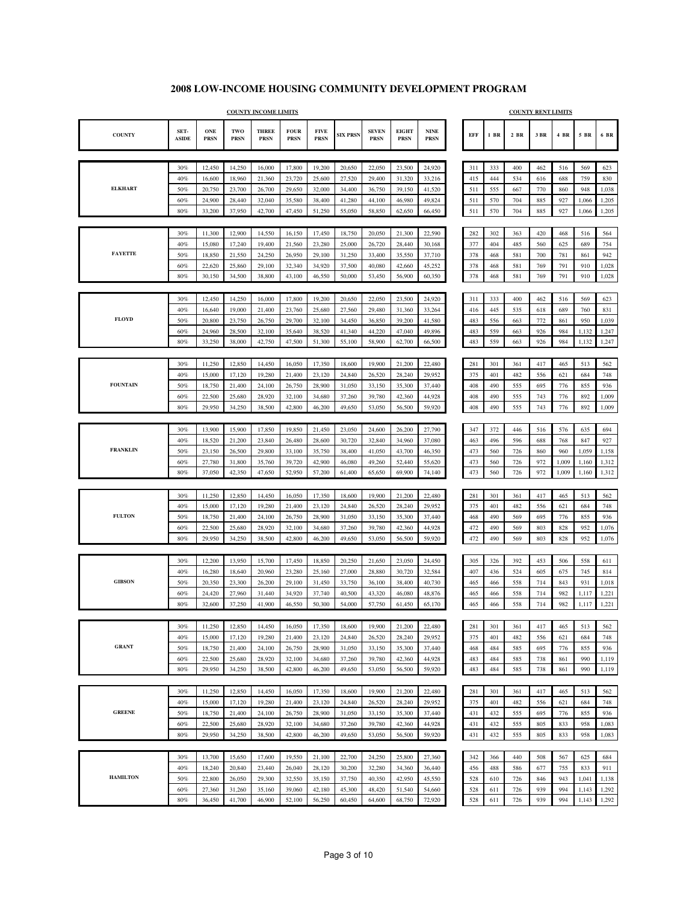# 2008 LOW-INCOME HOUSING COMMUNITY DEVELOPMENT PROGRAM

| | | COUNTY INCOME LIMITS | | | | | | | | | | COUNTY RENT LIMITS | | | | | | |
|---|---|---|---|---|---|---|---|---|---|---|---|---|---|---|---|---|---|---|
| COUNTY | SET-ASIDE | ONE PRSN | TWO PRSN | THREE PRSN | FOUR PRSN | FIVE PRSN | SIX PRSN | SEVEN PRSN | EIGHT PRSN | NINE PRSN | EFF | 1 BR | 2 BR | 3 BR | 4 BR | 5 BR | 6 BR |
| ELKHART | 30% | 12,450 | 14,250 | 16,000 | 17,800 | 19,200 | 20,650 | 22,050 | 23,500 | 24,920 | 311 | 333 | 400 | 462 | 516 | 569 | 623 |
| | 40% | 16,600 | 18,960 | 21,360 | 23,720 | 25,600 | 27,520 | 29,400 | 31,320 | 33,216 | 415 | 444 | 534 | 616 | 688 | 759 | 830 |
| | 50% | 20,750 | 23,700 | 26,700 | 29,650 | 32,000 | 34,400 | 36,750 | 39,150 | 41,520 | 511 | 555 | 667 | 770 | 860 | 948 | 1,038 |
| | 60% | 24,900 | 28,440 | 32,040 | 35,580 | 38,400 | 41,280 | 44,100 | 46,980 | 49,824 | 511 | 570 | 704 | 885 | 927 | 1,066 | 1,205 |
| | 80% | 33,200 | 37,950 | 42,700 | 47,450 | 51,250 | 55,050 | 58,850 | 62,650 | 66,450 | 511 | 570 | 704 | 885 | 927 | 1,066 | 1,205 |
| FAYETTE | 30% | 11,300 | 12,900 | 14,550 | 16,150 | 17,450 | 18,750 | 20,050 | 21,300 | 22,590 | 282 | 302 | 363 | 420 | 468 | 516 | 564 |
| | 40% | 15,080 | 17,240 | 19,400 | 21,560 | 23,280 | 25,000 | 26,720 | 28,440 | 30,168 | 377 | 404 | 485 | 560 | 625 | 689 | 754 |
| | 50% | 18,850 | 21,550 | 24,250 | 26,950 | 29,100 | 31,250 | 33,400 | 35,550 | 37,710 | 378 | 468 | 581 | 700 | 781 | 861 | 942 |
| | 60% | 22,620 | 25,860 | 29,100 | 32,340 | 34,920 | 37,500 | 40,080 | 42,660 | 45,252 | 378 | 468 | 581 | 769 | 791 | 910 | 1,028 |
| | 80% | 30,150 | 34,500 | 38,800 | 43,100 | 46,550 | 50,000 | 53,450 | 56,900 | 60,350 | 378 | 468 | 581 | 769 | 791 | 910 | 1,028 |
| FLOYD | 30% | 12,450 | 14,250 | 16,000 | 17,800 | 19,200 | 20,650 | 22,050 | 23,500 | 24,920 | 311 | 333 | 400 | 462 | 516 | 569 | 623 |
| | 40% | 16,640 | 19,000 | 21,400 | 23,760 | 25,680 | 27,560 | 29,480 | 31,360 | 33,264 | 416 | 445 | 535 | 618 | 689 | 760 | 831 |
| | 50% | 20,800 | 23,750 | 26,750 | 29,700 | 32,100 | 34,450 | 36,850 | 39,200 | 41,580 | 483 | 556 | 663 | 772 | 861 | 950 | 1,039 |
| | 60% | 24,960 | 28,500 | 32,100 | 35,640 | 38,520 | 41,340 | 44,220 | 47,040 | 49,896 | 483 | 559 | 663 | 926 | 984 | 1,132 | 1,247 |
| | 80% | 33,250 | 38,000 | 42,750 | 47,500 | 51,300 | 55,100 | 58,900 | 62,700 | 66,500 | 483 | 559 | 663 | 926 | 984 | 1,132 | 1,247 |
| FOUNTAIN | 30% | 11,250 | 12,850 | 14,450 | 16,050 | 17,350 | 18,600 | 19,900 | 21,200 | 22,480 | 281 | 301 | 361 | 417 | 465 | 513 | 562 |
| | 40% | 15,000 | 17,120 | 19,280 | 21,400 | 23,120 | 24,840 | 26,520 | 28,240 | 29,952 | 375 | 401 | 482 | 556 | 621 | 684 | 748 |
| | 50% | 18,750 | 21,400 | 24,100 | 26,750 | 28,900 | 31,050 | 33,150 | 35,300 | 37,440 | 408 | 490 | 555 | 695 | 776 | 855 | 936 |
| | 60% | 22,500 | 25,680 | 28,920 | 32,100 | 34,680 | 37,260 | 39,780 | 42,360 | 44,928 | 408 | 490 | 555 | 743 | 776 | 892 | 1,009 |
| | 80% | 29,950 | 34,250 | 38,500 | 42,800 | 46,200 | 49,650 | 53,050 | 56,500 | 59,920 | 408 | 490 | 555 | 743 | 776 | 892 | 1,009 |
| FRANKLIN | 30% | 13,900 | 15,900 | 17,850 | 19,850 | 21,450 | 23,050 | 24,600 | 26,200 | 27,790 | 347 | 372 | 446 | 516 | 576 | 635 | 694 |
| | 40% | 18,520 | 21,200 | 23,840 | 26,480 | 28,600 | 30,720 | 32,840 | 34,960 | 37,080 | 463 | 496 | 596 | 688 | 768 | 847 | 927 |
| | 50% | 23,150 | 26,500 | 29,800 | 33,100 | 35,750 | 38,400 | 41,050 | 43,700 | 46,350 | 473 | 560 | 726 | 860 | 960 | 1,059 | 1,158 |
| | 60% | 27,780 | 31,800 | 35,760 | 39,720 | 42,900 | 46,080 | 49,260 | 52,440 | 55,620 | 473 | 560 | 726 | 972 | 1,009 | 1,160 | 1,312 |
| | 80% | 37,050 | 42,350 | 47,650 | 52,950 | 57,200 | 61,400 | 65,650 | 69,900 | 74,140 | 473 | 560 | 726 | 972 | 1,009 | 1,160 | 1,312 |
| FULTON | 30% | 11,250 | 12,850 | 14,450 | 16,050 | 17,350 | 18,600 | 19,900 | 21,200 | 22,480 | 281 | 301 | 361 | 417 | 465 | 513 | 562 |
| | 40% | 15,000 | 17,120 | 19,280 | 21,400 | 23,120 | 24,840 | 26,520 | 28,240 | 29,952 | 375 | 401 | 482 | 556 | 621 | 684 | 748 |
| | 50% | 18,750 | 21,400 | 24,100 | 26,750 | 28,900 | 31,050 | 33,150 | 35,300 | 37,440 | 468 | 490 | 569 | 695 | 776 | 855 | 936 |
| | 60% | 22,500 | 25,680 | 28,920 | 32,100 | 34,680 | 37,260 | 39,780 | 42,360 | 44,928 | 472 | 490 | 569 | 803 | 828 | 952 | 1,076 |
| | 80% | 29,950 | 34,250 | 38,500 | 42,800 | 46,200 | 49,650 | 53,050 | 56,500 | 59,920 | 472 | 490 | 569 | 803 | 828 | 952 | 1,076 |
| GIBSON | 30% | 12,200 | 13,950 | 15,700 | 17,450 | 18,850 | 20,250 | 21,650 | 23,050 | 24,450 | 305 | 326 | 392 | 453 | 506 | 558 | 611 |
| | 40% | 16,280 | 18,640 | 20,960 | 23,280 | 25,160 | 27,000 | 28,880 | 30,720 | 32,584 | 407 | 436 | 524 | 605 | 675 | 745 | 814 |
| | 50% | 20,350 | 23,300 | 26,200 | 29,100 | 31,450 | 33,750 | 36,100 | 38,400 | 40,730 | 465 | 466 | 558 | 714 | 843 | 931 | 1,018 |
| | 60% | 24,420 | 27,960 | 31,440 | 34,920 | 37,740 | 40,500 | 43,320 | 46,080 | 48,876 | 465 | 466 | 558 | 714 | 982 | 1,117 | 1,221 |
| | 80% | 32,600 | 37,250 | 41,900 | 46,550 | 50,300 | 54,000 | 57,750 | 61,450 | 65,170 | 465 | 466 | 558 | 714 | 982 | 1,117 | 1,221 |
| GRANT | 30% | 11,250 | 12,850 | 14,450 | 16,050 | 17,350 | 18,600 | 19,900 | 21,200 | 22,480 | 281 | 301 | 361 | 417 | 465 | 513 | 562 |
| | 40% | 15,000 | 17,120 | 19,280 | 21,400 | 23,120 | 24,840 | 26,520 | 28,240 | 29,952 | 375 | 401 | 482 | 556 | 621 | 684 | 748 |
| | 50% | 18,750 | 21,400 | 24,100 | 26,750 | 28,900 | 31,050 | 33,150 | 35,300 | 37,440 | 468 | 484 | 585 | 695 | 776 | 855 | 936 |
| | 60% | 22,500 | 25,680 | 28,920 | 32,100 | 34,680 | 37,260 | 39,780 | 42,360 | 44,928 | 483 | 484 | 585 | 738 | 861 | 990 | 1,119 |
| | 80% | 29,950 | 34,250 | 38,500 | 42,800 | 46,200 | 49,650 | 53,050 | 56,500 | 59,920 | 483 | 484 | 585 | 738 | 861 | 990 | 1,119 |
| GREENE | 30% | 11,250 | 12,850 | 14,450 | 16,050 | 17,350 | 18,600 | 19,900 | 21,200 | 22,480 | 281 | 301 | 361 | 417 | 465 | 513 | 562 |
| | 40% | 15,000 | 17,120 | 19,280 | 21,400 | 23,120 | 24,840 | 26,520 | 28,240 | 29,952 | 375 | 401 | 482 | 556 | 621 | 684 | 748 |
| | 50% | 18,750 | 21,400 | 24,100 | 26,750 | 28,900 | 31,050 | 33,150 | 35,300 | 37,440 | 431 | 432 | 555 | 695 | 776 | 855 | 936 |
| | 60% | 22,500 | 25,680 | 28,920 | 32,100 | 34,680 | 37,260 | 39,780 | 42,360 | 44,928 | 431 | 432 | 555 | 805 | 833 | 958 | 1,083 |
| | 80% | 29,950 | 34,250 | 38,500 | 42,800 | 46,200 | 49,650 | 53,050 | 56,500 | 59,920 | 431 | 432 | 555 | 805 | 833 | 958 | 1,083 |
| HAMILTON | 30% | 13,700 | 15,650 | 17,600 | 19,550 | 21,100 | 22,700 | 24,250 | 25,800 | 27,360 | 342 | 366 | 440 | 508 | 567 | 625 | 684 |
| | 40% | 18,240 | 20,840 | 23,440 | 26,040 | 28,120 | 30,200 | 32,280 | 34,360 | 36,440 | 456 | 488 | 586 | 677 | 755 | 833 | 911 |
| | 50% | 22,800 | 26,050 | 29,300 | 32,550 | 35,150 | 37,750 | 40,350 | 42,950 | 45,550 | 528 | 610 | 726 | 846 | 943 | 1,041 | 1,138 |
| | 60% | 27,360 | 31,260 | 35,160 | 39,060 | 42,180 | 45,300 | 48,420 | 51,540 | 54,660 | 528 | 611 | 726 | 939 | 994 | 1,143 | 1,292 |
| | 80% | 36,450 | 41,700 | 46,900 | 52,100 | 56,250 | 60,450 | 64,600 | 68,750 | 72,920 | 528 | 611 | 726 | 939 | 994 | 1,143 | 1,292 |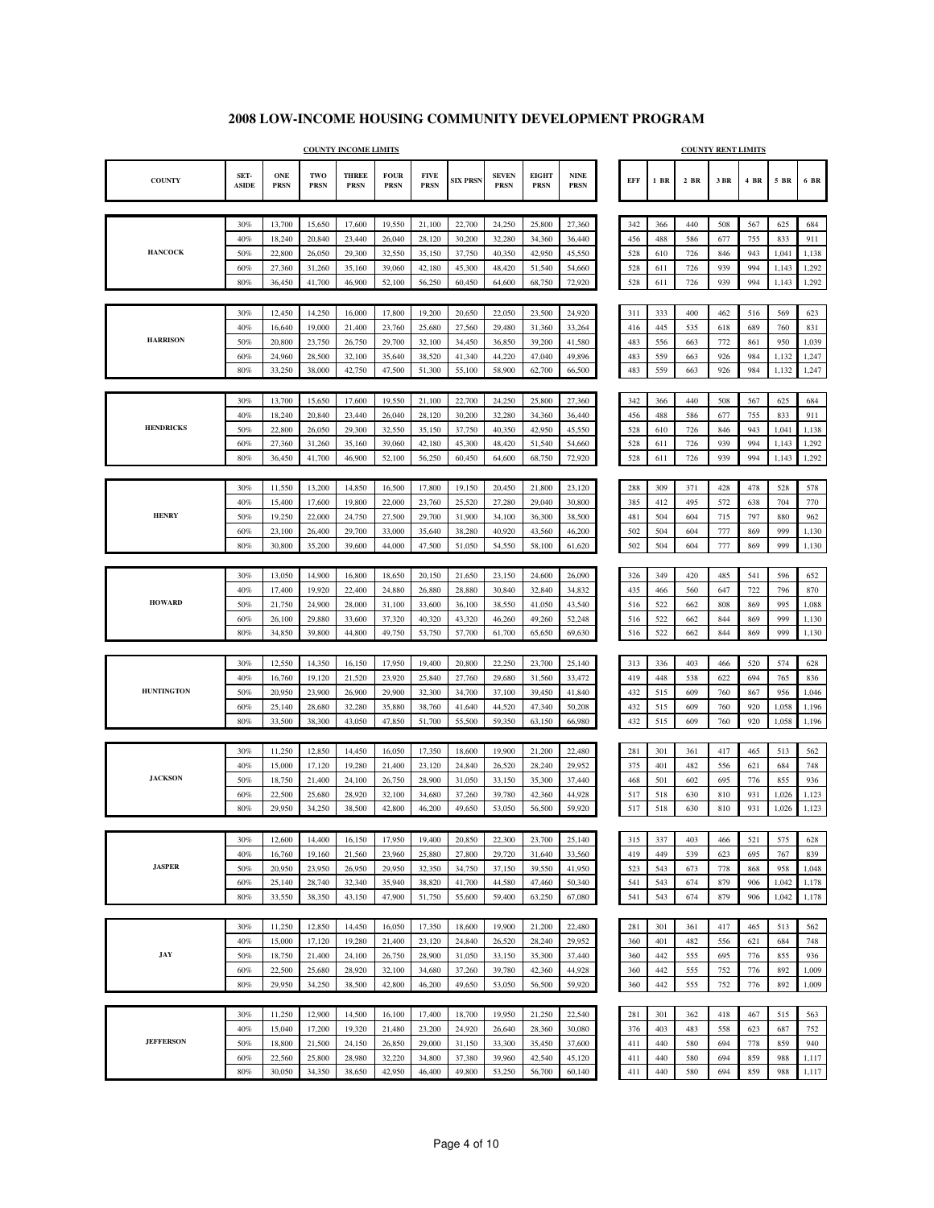# 2008 LOW-INCOME HOUSING COMMUNITY DEVELOPMENT PROGRAM

| | | COUNTY INCOME LIMITS | | | | | | | | | | COUNTY RENT LIMITS | | | | | | |
|---|---|---|---|---|---|---|---|---|---|---|---|---|---|---|---|---|---|---|
| COUNTY | SET-ASIDE | ONE PRSN | TWO PRSN | THREE PRSN | FOUR PRSN | FIVE PRSN | SIX PRSN | SEVEN PRSN | EIGHT PRSN | NINE PRSN | | EFF | 1 BR | 2 BR | 3 BR | 4 BR | 5 BR | 6 BR |
| HANCOCK | 30% | 13,700 | 15,650 | 17,600 | 19,550 | 21,100 | 22,700 | 24,250 | 25,800 | 27,360 | | 342 | 366 | 440 | 508 | 567 | 625 | 684 |
| | 40% | 18,240 | 20,840 | 23,440 | 26,040 | 28,120 | 30,200 | 32,280 | 34,360 | 36,440 | | 456 | 488 | 586 | 677 | 755 | 833 | 911 |
| | 50% | 22,800 | 26,050 | 29,300 | 32,550 | 35,150 | 37,750 | 40,350 | 42,950 | 45,550 | | 528 | 610 | 726 | 846 | 943 | 1,041 | 1,138 |
| | 60% | 27,360 | 31,260 | 35,160 | 39,060 | 42,180 | 45,300 | 48,420 | 51,540 | 54,660 | | 528 | 611 | 726 | 939 | 994 | 1,143 | 1,292 |
| | 80% | 36,450 | 41,700 | 46,900 | 52,100 | 56,250 | 60,450 | 64,600 | 68,750 | 72,920 | | 528 | 611 | 726 | 939 | 994 | 1,143 | 1,292 |
| HARRISON | 30% | 12,450 | 14,250 | 16,000 | 17,800 | 19,200 | 20,650 | 22,050 | 23,500 | 24,920 | | 311 | 333 | 400 | 462 | 516 | 569 | 623 |
| | 40% | 16,640 | 19,000 | 21,400 | 23,760 | 25,680 | 27,560 | 29,480 | 31,360 | 33,264 | | 416 | 445 | 535 | 618 | 689 | 760 | 831 |
| | 50% | 20,800 | 23,750 | 26,750 | 29,700 | 32,100 | 34,450 | 36,850 | 39,200 | 41,580 | | 483 | 556 | 663 | 772 | 861 | 950 | 1,039 |
| | 60% | 24,960 | 28,500 | 32,100 | 35,640 | 38,520 | 41,340 | 44,220 | 47,040 | 49,896 | | 483 | 559 | 663 | 926 | 984 | 1,132 | 1,247 |
| | 80% | 33,250 | 38,000 | 42,750 | 47,500 | 51,300 | 55,100 | 58,900 | 62,700 | 66,500 | | 483 | 559 | 663 | 926 | 984 | 1,132 | 1,247 |
| HENDRICKS | 30% | 13,700 | 15,650 | 17,600 | 19,550 | 21,100 | 22,700 | 24,250 | 25,800 | 27,360 | | 342 | 366 | 440 | 508 | 567 | 625 | 684 |
| | 40% | 18,240 | 20,840 | 23,440 | 26,040 | 28,120 | 30,200 | 32,280 | 34,360 | 36,440 | | 456 | 488 | 586 | 677 | 755 | 833 | 911 |
| | 50% | 22,800 | 26,050 | 29,300 | 32,550 | 35,150 | 37,750 | 40,350 | 42,950 | 45,550 | | 528 | 610 | 726 | 846 | 943 | 1,041 | 1,138 |
| | 60% | 27,360 | 31,260 | 35,160 | 39,060 | 42,180 | 45,300 | 48,420 | 51,540 | 54,660 | | 528 | 611 | 726 | 939 | 994 | 1,143 | 1,292 |
| | 80% | 36,450 | 41,700 | 46,900 | 52,100 | 56,250 | 60,450 | 64,600 | 68,750 | 72,920 | | 528 | 611 | 726 | 939 | 994 | 1,143 | 1,292 |
| HENRY | 30% | 11,550 | 13,200 | 14,850 | 16,500 | 17,800 | 19,150 | 20,450 | 21,800 | 23,120 | | 288 | 309 | 371 | 428 | 478 | 528 | 578 |
| | 40% | 15,400 | 17,600 | 19,800 | 22,000 | 23,760 | 25,520 | 27,280 | 29,040 | 30,800 | | 385 | 412 | 495 | 572 | 638 | 704 | 770 |
| | 50% | 19,250 | 22,000 | 24,750 | 27,500 | 29,700 | 31,900 | 34,100 | 36,300 | 38,500 | | 481 | 504 | 604 | 715 | 797 | 880 | 962 |
| | 60% | 23,100 | 26,400 | 29,700 | 33,000 | 35,640 | 38,280 | 40,920 | 43,560 | 46,200 | | 502 | 504 | 604 | 777 | 869 | 999 | 1,130 |
| | 80% | 30,800 | 35,200 | 39,600 | 44,000 | 47,500 | 51,050 | 54,550 | 58,100 | 61,620 | | 502 | 504 | 604 | 777 | 869 | 999 | 1,130 |
| HOWARD | 30% | 13,050 | 14,900 | 16,800 | 18,650 | 20,150 | 21,650 | 23,150 | 24,600 | 26,090 | | 326 | 349 | 420 | 485 | 541 | 596 | 652 |
| | 40% | 17,400 | 19,920 | 22,400 | 24,880 | 26,880 | 28,880 | 30,840 | 32,840 | 34,832 | | 435 | 466 | 560 | 647 | 722 | 796 | 870 |
| | 50% | 21,750 | 24,900 | 28,000 | 31,100 | 33,600 | 36,100 | 38,550 | 41,050 | 43,540 | | 516 | 522 | 662 | 808 | 869 | 995 | 1,088 |
| | 60% | 26,100 | 29,880 | 33,600 | 37,320 | 40,320 | 43,320 | 46,260 | 49,260 | 52,248 | | 516 | 522 | 662 | 844 | 869 | 999 | 1,130 |
| | 80% | 34,850 | 39,800 | 44,800 | 49,750 | 53,750 | 57,700 | 61,700 | 65,650 | 69,630 | | 516 | 522 | 662 | 844 | 869 | 999 | 1,130 |
| HUNTINGTON | 30% | 12,550 | 14,350 | 16,150 | 17,950 | 19,400 | 20,800 | 22,250 | 23,700 | 25,140 | | 313 | 336 | 403 | 466 | 520 | 574 | 628 |
| | 40% | 16,760 | 19,120 | 21,520 | 23,920 | 25,840 | 27,760 | 29,680 | 31,560 | 33,472 | | 419 | 448 | 538 | 622 | 694 | 765 | 836 |
| | 50% | 20,950 | 23,900 | 26,900 | 29,900 | 32,300 | 34,700 | 37,100 | 39,450 | 41,840 | | 432 | 515 | 609 | 760 | 867 | 956 | 1,046 |
| | 60% | 25,140 | 28,680 | 32,280 | 35,880 | 38,760 | 41,640 | 44,520 | 47,340 | 50,208 | | 432 | 515 | 609 | 760 | 920 | 1,058 | 1,196 |
| | 80% | 33,500 | 38,300 | 43,050 | 47,850 | 51,700 | 55,500 | 59,350 | 63,150 | 66,980 | | 432 | 515 | 609 | 760 | 920 | 1,058 | 1,196 |
| JACKSON | 30% | 11,250 | 12,850 | 14,450 | 16,050 | 17,350 | 18,600 | 19,900 | 21,200 | 22,480 | | 281 | 301 | 361 | 417 | 465 | 513 | 562 |
| | 40% | 15,000 | 17,120 | 19,280 | 21,400 | 23,120 | 24,840 | 26,520 | 28,240 | 29,952 | | 375 | 401 | 482 | 556 | 621 | 684 | 748 |
| | 50% | 18,750 | 21,400 | 24,100 | 26,750 | 28,900 | 31,050 | 33,150 | 35,300 | 37,440 | | 468 | 501 | 602 | 695 | 776 | 855 | 936 |
| | 60% | 22,500 | 25,680 | 28,920 | 32,100 | 34,680 | 37,260 | 39,780 | 42,360 | 44,928 | | 517 | 518 | 630 | 810 | 931 | 1,026 | 1,123 |
| | 80% | 29,950 | 34,250 | 38,500 | 42,800 | 46,200 | 49,650 | 53,050 | 56,500 | 59,920 | | 517 | 518 | 630 | 810 | 931 | 1,026 | 1,123 |
| JASPER | 30% | 12,600 | 14,400 | 16,150 | 17,950 | 19,400 | 20,850 | 22,300 | 23,700 | 25,140 | | 315 | 337 | 403 | 466 | 521 | 575 | 628 |
| | 40% | 16,760 | 19,160 | 21,560 | 23,960 | 25,880 | 27,800 | 29,720 | 31,640 | 33,560 | | 419 | 449 | 539 | 623 | 695 | 767 | 839 |
| | 50% | 20,950 | 23,950 | 26,950 | 29,950 | 32,350 | 34,750 | 37,150 | 39,550 | 41,950 | | 523 | 543 | 673 | 778 | 868 | 958 | 1,048 |
| | 60% | 25,140 | 28,740 | 32,340 | 35,940 | 38,820 | 41,700 | 44,580 | 47,460 | 50,340 | | 541 | 543 | 674 | 879 | 906 | 1,042 | 1,178 |
| | 80% | 33,550 | 38,350 | 43,150 | 47,900 | 51,750 | 55,600 | 59,400 | 63,250 | 67,080 | | 541 | 543 | 674 | 879 | 906 | 1,042 | 1,178 |
| JAY | 30% | 11,250 | 12,850 | 14,450 | 16,050 | 17,350 | 18,600 | 19,900 | 21,200 | 22,480 | | 281 | 301 | 361 | 417 | 465 | 513 | 562 |
| | 40% | 15,000 | 17,120 | 19,280 | 21,400 | 23,120 | 24,840 | 26,520 | 28,240 | 29,952 | | 360 | 401 | 482 | 556 | 621 | 684 | 748 |
| | 50% | 18,750 | 21,400 | 24,100 | 26,750 | 28,900 | 31,050 | 33,150 | 35,300 | 37,440 | | 360 | 442 | 555 | 695 | 776 | 855 | 936 |
| | 60% | 22,500 | 25,680 | 28,920 | 32,100 | 34,680 | 37,260 | 39,780 | 42,360 | 44,928 | | 360 | 442 | 555 | 752 | 776 | 892 | 1,009 |
| | 80% | 29,950 | 34,250 | 38,500 | 42,800 | 46,200 | 49,650 | 53,050 | 56,500 | 59,920 | | 360 | 442 | 555 | 752 | 776 | 892 | 1,009 |
| JEFFERSON | 30% | 11,250 | 12,900 | 14,500 | 16,100 | 17,400 | 18,700 | 19,950 | 21,250 | 22,540 | | 281 | 301 | 362 | 418 | 467 | 515 | 563 |
| | 40% | 15,040 | 17,200 | 19,320 | 21,480 | 23,200 | 24,920 | 26,640 | 28,360 | 30,080 | | 376 | 403 | 483 | 558 | 623 | 687 | 752 |
| | 50% | 18,800 | 21,500 | 24,150 | 26,850 | 29,000 | 31,150 | 33,300 | 35,450 | 37,600 | | 411 | 440 | 580 | 694 | 778 | 859 | 940 |
| | 60% | 22,560 | 25,800 | 28,980 | 32,220 | 34,800 | 37,380 | 39,960 | 42,540 | 45,120 | | 411 | 440 | 580 | 694 | 859 | 988 | 1,117 |
| | 80% | 30,050 | 34,350 | 38,650 | 42,950 | 46,400 | 49,800 | 53,250 | 56,700 | 60,140 | | 411 | 440 | 580 | 694 | 859 | 988 | 1,117 |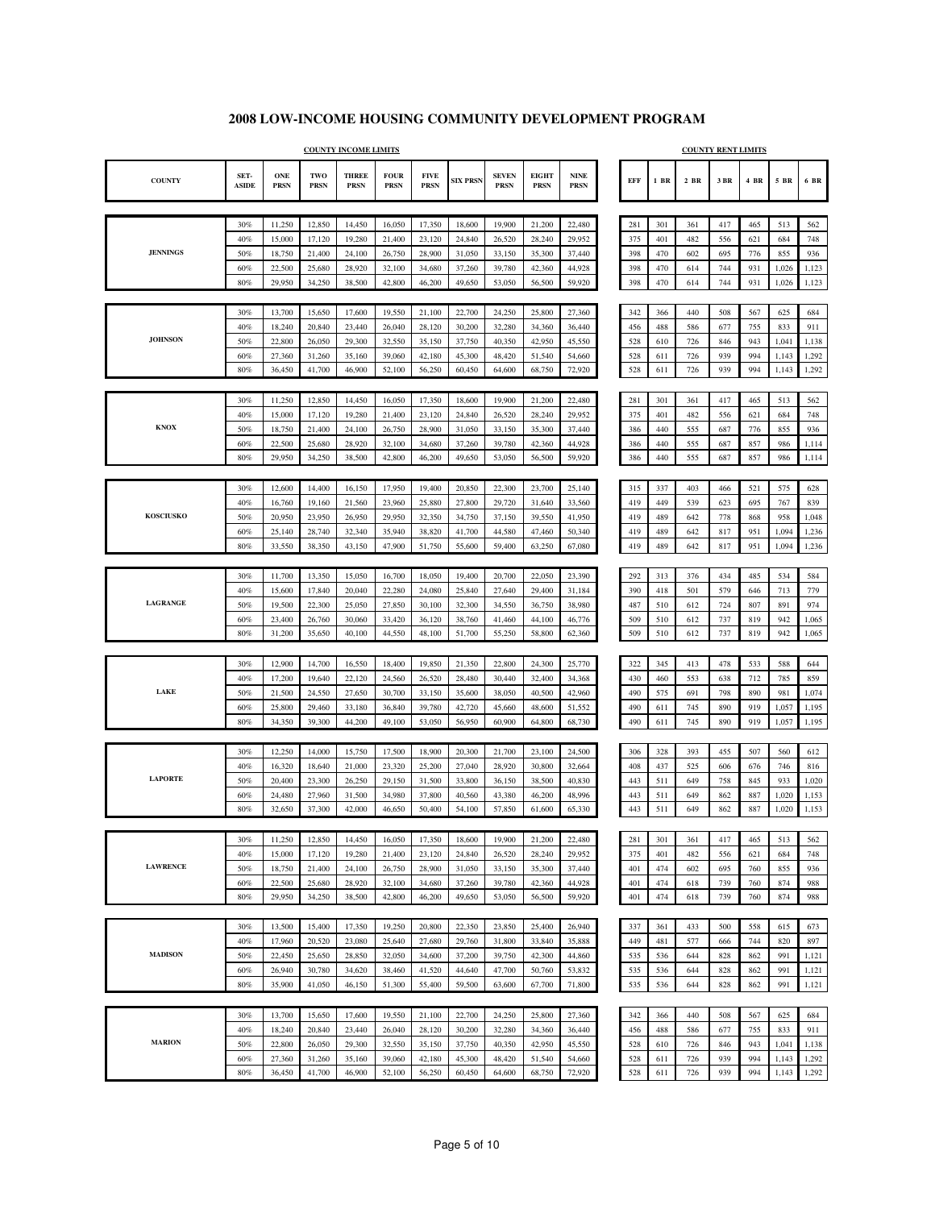# 2008 LOW-INCOME HOUSING COMMUNITY DEVELOPMENT PROGRAM

| COUNTY | SET-ASIDE | ONE PRSN | TWO PRSN | THREE PRSN | FOUR PRSN | FIVE PRSN | SIX PRSN | SEVEN PRSN | EIGHT PRSN | NINE PRSN | EFF | 1 BR | 2 BR | 3 BR | 4 BR | 5 BR | 6 BR |
|---|---|---|---|---|---|---|---|---|---|---|---|---|---|---|---|---|---|
| | | **COUNTY INCOME LIMITS** | | | | | | | | | **COUNTY RENT LIMITS** | | | | | | |
| JENNINGS | 30% | 11,250 | 12,850 | 14,450 | 16,050 | 17,350 | 18,600 | 19,900 | 21,200 | 22,480 | 281 | 301 | 361 | 417 | 465 | 513 | 562 |
| | 40% | 15,000 | 17,120 | 19,280 | 21,400 | 23,120 | 24,840 | 26,520 | 28,240 | 29,952 | 375 | 401 | 482 | 556 | 621 | 684 | 748 |
| | 50% | 18,750 | 21,400 | 24,100 | 26,750 | 28,900 | 31,050 | 33,150 | 35,300 | 37,440 | 398 | 470 | 602 | 695 | 776 | 855 | 936 |
| | 60% | 22,500 | 25,680 | 28,920 | 32,100 | 34,680 | 37,260 | 39,780 | 42,360 | 44,928 | 398 | 470 | 614 | 744 | 931 | 1,026 | 1,123 |
| | 80% | 29,950 | 34,250 | 38,500 | 42,800 | 46,200 | 49,650 | 53,050 | 56,500 | 59,920 | 398 | 470 | 614 | 744 | 931 | 1,026 | 1,123 |
| JOHNSON | 30% | 13,700 | 15,650 | 17,600 | 19,550 | 21,100 | 22,700 | 24,250 | 25,800 | 27,360 | 342 | 366 | 440 | 508 | 567 | 625 | 684 |
| | 40% | 18,240 | 20,840 | 23,440 | 26,040 | 28,120 | 30,200 | 32,280 | 34,360 | 36,440 | 456 | 488 | 586 | 677 | 755 | 833 | 911 |
| | 50% | 22,800 | 26,050 | 29,300 | 32,550 | 35,150 | 37,750 | 40,350 | 42,950 | 45,550 | 528 | 610 | 726 | 846 | 943 | 1,041 | 1,138 |
| | 60% | 27,360 | 31,260 | 35,160 | 39,060 | 42,180 | 45,300 | 48,420 | 51,540 | 54,660 | 528 | 611 | 726 | 939 | 994 | 1,143 | 1,292 |
| | 80% | 36,450 | 41,700 | 46,900 | 52,100 | 56,250 | 60,450 | 64,600 | 68,750 | 72,920 | 528 | 611 | 726 | 939 | 994 | 1,143 | 1,292 |
| KNOX | 30% | 11,250 | 12,850 | 14,450 | 16,050 | 17,350 | 18,600 | 19,900 | 21,200 | 22,480 | 281 | 301 | 361 | 417 | 465 | 513 | 562 |
| | 40% | 15,000 | 17,120 | 19,280 | 21,400 | 23,120 | 24,840 | 26,520 | 28,240 | 29,952 | 375 | 401 | 482 | 556 | 621 | 684 | 748 |
| | 50% | 18,750 | 21,400 | 24,100 | 26,750 | 28,900 | 31,050 | 33,150 | 35,300 | 37,440 | 386 | 440 | 555 | 687 | 776 | 855 | 936 |
| | 60% | 22,500 | 25,680 | 28,920 | 32,100 | 34,680 | 37,260 | 39,780 | 42,360 | 44,928 | 386 | 440 | 555 | 687 | 857 | 986 | 1,114 |
| | 80% | 29,950 | 34,250 | 38,500 | 42,800 | 46,200 | 49,650 | 53,050 | 56,500 | 59,920 | 386 | 440 | 555 | 687 | 857 | 986 | 1,114 |
| KOSCIUSKO | 30% | 12,600 | 14,400 | 16,150 | 17,950 | 19,400 | 20,850 | 22,300 | 23,700 | 25,140 | 315 | 337 | 403 | 466 | 521 | 575 | 628 |
| | 40% | 16,760 | 19,160 | 21,560 | 23,960 | 25,880 | 27,800 | 29,720 | 31,640 | 33,560 | 419 | 449 | 539 | 623 | 695 | 767 | 839 |
| | 50% | 20,950 | 23,950 | 26,950 | 29,950 | 32,350 | 34,750 | 37,150 | 39,550 | 41,950 | 419 | 489 | 642 | 778 | 868 | 958 | 1,048 |
| | 60% | 25,140 | 28,740 | 32,340 | 35,940 | 38,820 | 41,700 | 44,580 | 47,460 | 50,340 | 419 | 489 | 642 | 817 | 951 | 1,094 | 1,236 |
| | 80% | 33,550 | 38,350 | 43,150 | 47,900 | 51,750 | 55,600 | 59,400 | 63,250 | 67,080 | 419 | 489 | 642 | 817 | 951 | 1,094 | 1,236 |
| LAGRANGE | 30% | 11,700 | 13,350 | 15,050 | 16,700 | 18,050 | 19,400 | 20,700 | 22,050 | 23,390 | 292 | 313 | 376 | 434 | 485 | 534 | 584 |
| | 40% | 15,600 | 17,840 | 20,040 | 22,280 | 24,080 | 25,840 | 27,640 | 29,400 | 31,184 | 390 | 418 | 501 | 579 | 646 | 713 | 779 |
| | 50% | 19,500 | 22,300 | 25,050 | 27,850 | 30,100 | 32,300 | 34,550 | 36,750 | 38,980 | 487 | 510 | 612 | 724 | 807 | 891 | 974 |
| | 60% | 23,400 | 26,760 | 30,060 | 33,420 | 36,120 | 38,760 | 41,460 | 44,100 | 46,776 | 509 | 510 | 612 | 737 | 819 | 942 | 1,065 |
| | 80% | 31,200 | 35,650 | 40,100 | 44,550 | 48,100 | 51,700 | 55,250 | 58,800 | 62,360 | 509 | 510 | 612 | 737 | 819 | 942 | 1,065 |
| LAKE | 30% | 12,900 | 14,700 | 16,550 | 18,400 | 19,850 | 21,350 | 22,800 | 24,300 | 25,770 | 322 | 345 | 413 | 478 | 533 | 588 | 644 |
| | 40% | 17,200 | 19,640 | 22,120 | 24,560 | 26,520 | 28,480 | 30,440 | 32,400 | 34,368 | 430 | 460 | 553 | 638 | 712 | 785 | 859 |
| | 50% | 21,500 | 24,550 | 27,650 | 30,700 | 33,150 | 35,600 | 38,050 | 40,500 | 42,960 | 490 | 575 | 691 | 798 | 890 | 981 | 1,074 |
| | 60% | 25,800 | 29,460 | 33,180 | 36,840 | 39,780 | 42,720 | 45,660 | 48,600 | 51,552 | 490 | 611 | 745 | 890 | 919 | 1,057 | 1,195 |
| | 80% | 34,350 | 39,300 | 44,200 | 49,100 | 53,050 | 56,950 | 60,900 | 64,800 | 68,730 | 490 | 611 | 745 | 890 | 919 | 1,057 | 1,195 |
| LAPORTE | 30% | 12,250 | 14,000 | 15,750 | 17,500 | 18,900 | 20,300 | 21,700 | 23,100 | 24,500 | 306 | 328 | 393 | 455 | 507 | 560 | 612 |
| | 40% | 16,320 | 18,640 | 21,000 | 23,320 | 25,200 | 27,040 | 28,920 | 30,800 | 32,664 | 408 | 437 | 525 | 606 | 676 | 746 | 816 |
| | 50% | 20,400 | 23,300 | 26,250 | 29,150 | 31,500 | 33,800 | 36,150 | 38,500 | 40,830 | 443 | 511 | 649 | 758 | 845 | 933 | 1,020 |
| | 60% | 24,480 | 27,960 | 31,500 | 34,980 | 37,800 | 40,560 | 43,380 | 46,200 | 48,996 | 443 | 511 | 649 | 862 | 887 | 1,020 | 1,153 |
| | 80% | 32,650 | 37,300 | 42,000 | 46,650 | 50,400 | 54,100 | 57,850 | 61,600 | 65,330 | 443 | 511 | 649 | 862 | 887 | 1,020 | 1,153 |
| LAWRENCE | 30% | 11,250 | 12,850 | 14,450 | 16,050 | 17,350 | 18,600 | 19,900 | 21,200 | 22,480 | 281 | 301 | 361 | 417 | 465 | 513 | 562 |
| | 40% | 15,000 | 17,120 | 19,280 | 21,400 | 23,120 | 24,840 | 26,520 | 28,240 | 29,952 | 375 | 401 | 482 | 556 | 621 | 684 | 748 |
| | 50% | 18,750 | 21,400 | 24,100 | 26,750 | 28,900 | 31,050 | 33,150 | 35,300 | 37,440 | 401 | 474 | 602 | 695 | 760 | 855 | 936 |
| | 60% | 22,500 | 25,680 | 28,920 | 32,100 | 34,680 | 37,260 | 39,780 | 42,360 | 44,928 | 401 | 474 | 618 | 739 | 760 | 874 | 988 |
| | 80% | 29,950 | 34,250 | 38,500 | 42,800 | 46,200 | 49,650 | 53,050 | 56,500 | 59,920 | 401 | 474 | 618 | 739 | 760 | 874 | 988 |
| MADISON | 30% | 13,500 | 15,400 | 17,350 | 19,250 | 20,800 | 22,350 | 23,850 | 25,400 | 26,940 | 337 | 361 | 433 | 500 | 558 | 615 | 673 |
| | 40% | 17,960 | 20,520 | 23,080 | 25,640 | 27,680 | 29,760 | 31,800 | 33,840 | 35,888 | 449 | 481 | 577 | 666 | 744 | 820 | 897 |
| | 50% | 22,450 | 25,650 | 28,850 | 32,050 | 34,600 | 37,200 | 39,750 | 42,300 | 44,860 | 535 | 536 | 644 | 828 | 862 | 991 | 1,121 |
| | 60% | 26,940 | 30,780 | 34,620 | 38,460 | 41,520 | 44,640 | 47,700 | 50,760 | 53,832 | 535 | 536 | 644 | 828 | 862 | 991 | 1,121 |
| | 80% | 35,900 | 41,050 | 46,150 | 51,300 | 55,400 | 59,500 | 63,600 | 67,700 | 71,800 | 535 | 536 | 644 | 828 | 862 | 991 | 1,121 |
| MARION | 30% | 13,700 | 15,650 | 17,600 | 19,550 | 21,100 | 22,700 | 24,250 | 25,800 | 27,360 | 342 | 366 | 440 | 508 | 567 | 625 | 684 |
| | 40% | 18,240 | 20,840 | 23,440 | 26,040 | 28,120 | 30,200 | 32,280 | 34,360 | 36,440 | 456 | 488 | 586 | 677 | 755 | 833 | 911 |
| | 50% | 22,800 | 26,050 | 29,300 | 32,550 | 35,150 | 37,750 | 40,350 | 42,950 | 45,550 | 528 | 610 | 726 | 846 | 943 | 1,041 | 1,138 |
| | 60% | 27,360 | 31,260 | 35,160 | 39,060 | 42,180 | 45,300 | 48,420 | 51,540 | 54,660 | 528 | 611 | 726 | 939 | 994 | 1,143 | 1,292 |
| | 80% | 36,450 | 41,700 | 46,900 | 52,100 | 56,250 | 60,450 | 64,600 | 68,750 | 72,920 | 528 | 611 | 726 | 939 | 994 | 1,143 | 1,292 |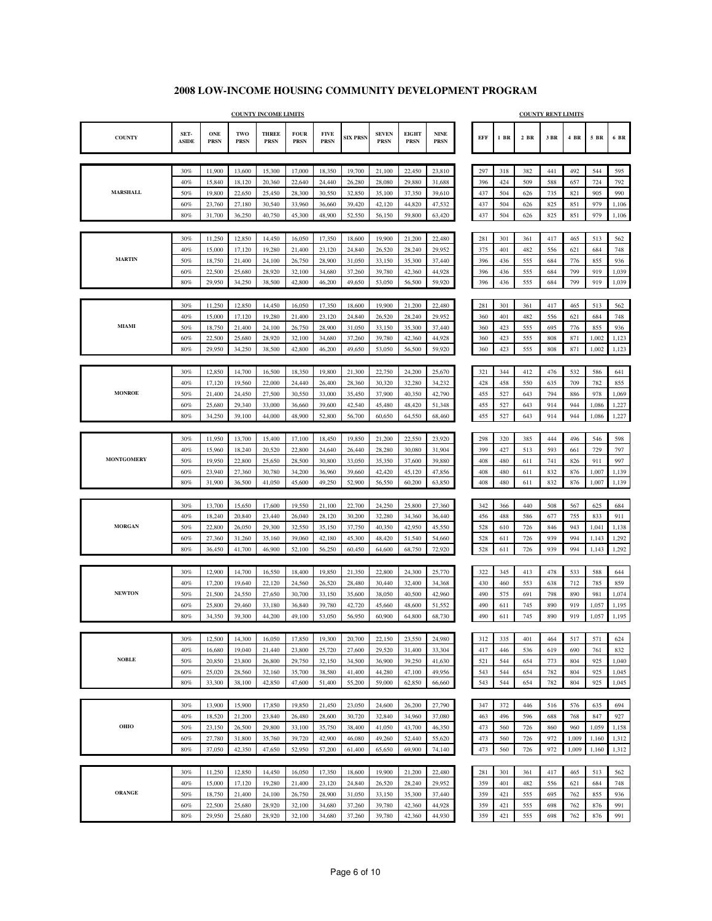## 2008 LOW-INCOME HOUSING COMMUNITY DEVELOPMENT PROGRAM

| | | COUNTY INCOME LIMITS | | | | | | | | | | COUNTY RENT LIMITS | | | | | | |
|---|---|---|---|---|---|---|---|---|---|---|---|---|---|---|---|---|---|---|
| COUNTY | SET-ASIDE | ONE PRSN | TWO PRSN | THREE PRSN | FOUR PRSN | FIVE PRSN | SIX PRSN | SEVEN PRSN | EIGHT PRSN | NINE PRSN | EFF | 1 BR | 2 BR | 3 BR | 4 BR | 5 BR | 6 BR |
| MARSHALL | 30% | 11,900 | 13,600 | 15,300 | 17,000 | 18,350 | 19,700 | 21,100 | 22,450 | 23,810 | 297 | 318 | 382 | 441 | 492 | 544 | 595 |
| | 40% | 15,840 | 18,120 | 20,360 | 22,640 | 24,440 | 26,280 | 28,080 | 29,880 | 31,688 | 396 | 424 | 509 | 588 | 657 | 724 | 792 |
| | 50% | 19,800 | 22,650 | 25,450 | 28,300 | 30,550 | 32,850 | 35,100 | 37,350 | 39,610 | 437 | 504 | 626 | 735 | 821 | 905 | 990 |
| | 60% | 23,760 | 27,180 | 30,540 | 33,960 | 36,660 | 39,420 | 42,120 | 44,820 | 47,532 | 437 | 504 | 626 | 825 | 851 | 979 | 1,106 |
| | 80% | 31,700 | 36,250 | 40,750 | 45,300 | 48,900 | 52,550 | 56,150 | 59,800 | 63,420 | 437 | 504 | 626 | 825 | 851 | 979 | 1,106 |
| MARTIN | 30% | 11,250 | 12,850 | 14,450 | 16,050 | 17,350 | 18,600 | 19,900 | 21,200 | 22,480 | 281 | 301 | 361 | 417 | 465 | 513 | 562 |
| | 40% | 15,000 | 17,120 | 19,280 | 21,400 | 23,120 | 24,840 | 26,520 | 28,240 | 29,952 | 375 | 401 | 482 | 556 | 621 | 684 | 748 |
| | 50% | 18,750 | 21,400 | 24,100 | 26,750 | 28,900 | 31,050 | 33,150 | 35,300 | 37,440 | 396 | 436 | 555 | 684 | 776 | 855 | 936 |
| | 60% | 22,500 | 25,680 | 28,920 | 32,100 | 34,680 | 37,260 | 39,780 | 42,360 | 44,928 | 396 | 436 | 555 | 684 | 799 | 919 | 1,039 |
| | 80% | 29,950 | 34,250 | 38,500 | 42,800 | 46,200 | 49,650 | 53,050 | 56,500 | 59,920 | 396 | 436 | 555 | 684 | 799 | 919 | 1,039 |
| MIAMI | 30% | 11,250 | 12,850 | 14,450 | 16,050 | 17,350 | 18,600 | 19,900 | 21,200 | 22,480 | 281 | 301 | 361 | 417 | 465 | 513 | 562 |
| | 40% | 15,000 | 17,120 | 19,280 | 21,400 | 23,120 | 24,840 | 26,520 | 28,240 | 29,952 | 360 | 401 | 482 | 556 | 621 | 684 | 748 |
| | 50% | 18,750 | 21,400 | 24,100 | 26,750 | 28,900 | 31,050 | 33,150 | 35,300 | 37,440 | 360 | 423 | 555 | 695 | 776 | 855 | 936 |
| | 60% | 22,500 | 25,680 | 28,920 | 32,100 | 34,680 | 37,260 | 39,780 | 42,360 | 44,928 | 360 | 423 | 555 | 808 | 871 | 1,002 | 1,123 |
| | 80% | 29,950 | 34,250 | 38,500 | 42,800 | 46,200 | 49,650 | 53,050 | 56,500 | 59,920 | 360 | 423 | 555 | 808 | 871 | 1,002 | 1,123 |
| MONROE | 30% | 12,850 | 14,700 | 16,500 | 18,350 | 19,800 | 21,300 | 22,750 | 24,200 | 25,670 | 321 | 344 | 412 | 476 | 532 | 586 | 641 |
| | 40% | 17,120 | 19,560 | 22,000 | 24,440 | 26,400 | 28,360 | 30,320 | 32,280 | 34,232 | 428 | 458 | 550 | 635 | 709 | 782 | 855 |
| | 50% | 21,400 | 24,450 | 27,500 | 30,550 | 33,000 | 35,450 | 37,900 | 40,350 | 42,790 | 455 | 527 | 643 | 794 | 886 | 978 | 1,069 |
| | 60% | 25,680 | 29,340 | 33,000 | 36,660 | 39,600 | 42,540 | 45,480 | 48,420 | 51,348 | 455 | 527 | 643 | 914 | 944 | 1,086 | 1,227 |
| | 80% | 34,250 | 39,100 | 44,000 | 48,900 | 52,800 | 56,700 | 60,650 | 64,550 | 68,460 | 455 | 527 | 643 | 914 | 944 | 1,086 | 1,227 |
| MONTGOMERY | 30% | 11,950 | 13,700 | 15,400 | 17,100 | 18,450 | 19,850 | 21,200 | 22,550 | 23,920 | 298 | 320 | 385 | 444 | 496 | 546 | 598 |
| | 40% | 15,960 | 18,240 | 20,520 | 22,800 | 24,640 | 26,440 | 28,280 | 30,080 | 31,904 | 399 | 427 | 513 | 593 | 661 | 729 | 797 |
| | 50% | 19,950 | 22,800 | 25,650 | 28,500 | 30,800 | 33,050 | 35,350 | 37,600 | 39,880 | 408 | 480 | 611 | 741 | 826 | 911 | 997 |
| | 60% | 23,940 | 27,360 | 30,780 | 34,200 | 36,960 | 39,660 | 42,420 | 45,120 | 47,856 | 408 | 480 | 611 | 832 | 876 | 1,007 | 1,139 |
| | 80% | 31,900 | 36,500 | 41,050 | 45,600 | 49,250 | 52,900 | 56,550 | 60,200 | 63,850 | 408 | 480 | 611 | 832 | 876 | 1,007 | 1,139 |
| MORGAN | 30% | 13,700 | 15,650 | 17,600 | 19,550 | 21,100 | 22,700 | 24,250 | 25,800 | 27,360 | 342 | 366 | 440 | 508 | 567 | 625 | 684 |
| | 40% | 18,240 | 20,840 | 23,440 | 26,040 | 28,120 | 30,200 | 32,280 | 34,360 | 36,440 | 456 | 488 | 586 | 677 | 755 | 833 | 911 |
| | 50% | 22,800 | 26,050 | 29,300 | 32,550 | 35,150 | 37,750 | 40,350 | 42,950 | 45,550 | 528 | 610 | 726 | 846 | 943 | 1,041 | 1,138 |
| | 60% | 27,360 | 31,260 | 35,160 | 39,060 | 42,180 | 45,300 | 48,420 | 51,540 | 54,660 | 528 | 611 | 726 | 939 | 994 | 1,143 | 1,292 |
| | 80% | 36,450 | 41,700 | 46,900 | 52,100 | 56,250 | 60,450 | 64,600 | 68,750 | 72,920 | 528 | 611 | 726 | 939 | 994 | 1,143 | 1,292 |
| NEWTON | 30% | 12,900 | 14,700 | 16,550 | 18,400 | 19,850 | 21,350 | 22,800 | 24,300 | 25,770 | 322 | 345 | 413 | 478 | 533 | 588 | 644 |
| | 40% | 17,200 | 19,640 | 22,120 | 24,560 | 26,520 | 28,480 | 30,440 | 32,400 | 34,368 | 430 | 460 | 553 | 638 | 712 | 785 | 859 |
| | 50% | 21,500 | 24,550 | 27,650 | 30,700 | 33,150 | 35,600 | 38,050 | 40,500 | 42,960 | 490 | 575 | 691 | 798 | 890 | 981 | 1,074 |
| | 60% | 25,800 | 29,460 | 33,180 | 36,840 | 39,780 | 42,720 | 45,660 | 48,600 | 51,552 | 490 | 611 | 745 | 890 | 919 | 1,057 | 1,195 |
| | 80% | 34,350 | 39,300 | 44,200 | 49,100 | 53,050 | 56,950 | 60,900 | 64,800 | 68,730 | 490 | 611 | 745 | 890 | 919 | 1,057 | 1,195 |
| NOBLE | 30% | 12,500 | 14,300 | 16,050 | 17,850 | 19,300 | 20,700 | 22,150 | 23,550 | 24,980 | 312 | 335 | 401 | 464 | 517 | 571 | 624 |
| | 40% | 16,680 | 19,040 | 21,440 | 23,800 | 25,720 | 27,600 | 29,520 | 31,400 | 33,304 | 417 | 446 | 536 | 619 | 690 | 761 | 832 |
| | 50% | 20,850 | 23,800 | 26,800 | 29,750 | 32,150 | 34,500 | 36,900 | 39,250 | 41,630 | 521 | 544 | 654 | 773 | 804 | 925 | 1,040 |
| | 60% | 25,020 | 28,560 | 32,160 | 35,700 | 38,580 | 41,400 | 44,280 | 47,100 | 49,956 | 543 | 544 | 654 | 782 | 804 | 925 | 1,045 |
| | 80% | 33,300 | 38,100 | 42,850 | 47,600 | 51,400 | 55,200 | 59,000 | 62,850 | 66,660 | 543 | 544 | 654 | 782 | 804 | 925 | 1,045 |
| OHIO | 30% | 13,900 | 15,900 | 17,850 | 19,850 | 21,450 | 23,050 | 24,600 | 26,200 | 27,790 | 347 | 372 | 446 | 516 | 576 | 635 | 694 |
| | 40% | 18,520 | 21,200 | 23,840 | 26,480 | 28,600 | 30,720 | 32,840 | 34,960 | 37,080 | 463 | 496 | 596 | 688 | 768 | 847 | 927 |
| | 50% | 23,150 | 26,500 | 29,800 | 33,100 | 35,750 | 38,400 | 41,050 | 43,700 | 46,350 | 473 | 560 | 726 | 860 | 960 | 1,059 | 1,158 |
| | 60% | 27,780 | 31,800 | 35,760 | 39,720 | 42,900 | 46,080 | 49,260 | 52,440 | 55,620 | 473 | 560 | 726 | 972 | 1,009 | 1,160 | 1,312 |
| | 80% | 37,050 | 42,350 | 47,650 | 52,950 | 57,200 | 61,400 | 65,650 | 69,900 | 74,140 | 473 | 560 | 726 | 972 | 1,009 | 1,160 | 1,312 |
| ORANGE | 30% | 11,250 | 12,850 | 14,450 | 16,050 | 17,350 | 18,600 | 19,900 | 21,200 | 22,480 | 281 | 301 | 361 | 417 | 465 | 513 | 562 |
| | 40% | 15,000 | 17,120 | 19,280 | 21,400 | 23,120 | 24,840 | 26,520 | 28,240 | 29,952 | 359 | 401 | 482 | 556 | 621 | 684 | 748 |
| | 50% | 18,750 | 21,400 | 24,100 | 26,750 | 28,900 | 31,050 | 33,150 | 35,300 | 37,440 | 359 | 421 | 555 | 695 | 762 | 855 | 936 |
| | 60% | 22,500 | 25,680 | 28,920 | 32,100 | 34,680 | 37,260 | 39,780 | 42,360 | 44,928 | 359 | 421 | 555 | 698 | 762 | 876 | 991 |
| | 80% | 29,950 | 25,680 | 28,920 | 32,100 | 34,680 | 37,260 | 39,780 | 42,360 | 44,930 | 359 | 421 | 555 | 698 | 762 | 876 | 991 |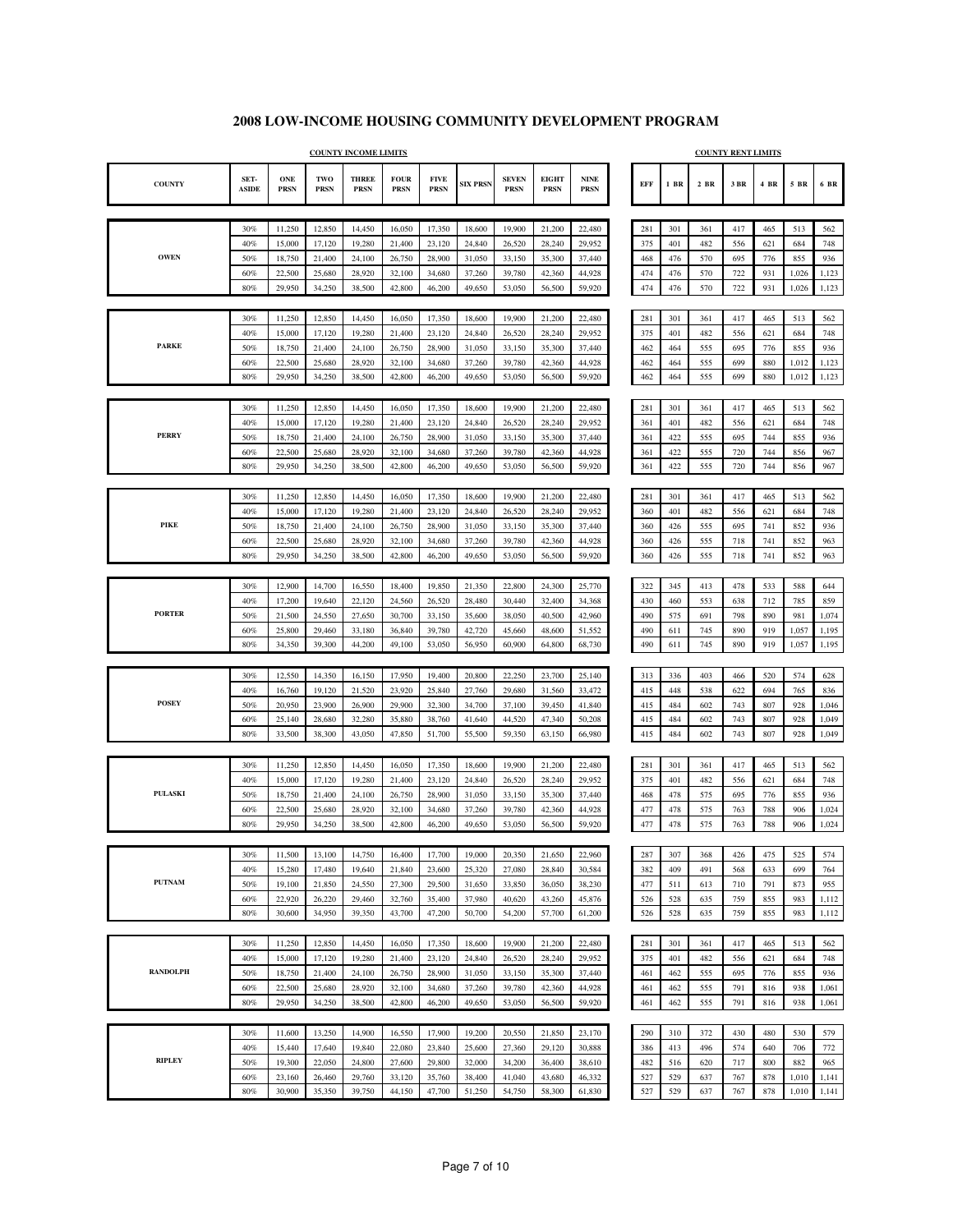# 2008 LOW-INCOME HOUSING COMMUNITY DEVELOPMENT PROGRAM

| | COUNTY INCOME LIMITS | | | | | | | | | | COUNTY RENT LIMITS | | | | | | |
|---|---|---|---|---|---|---|---|---|---|---|---|---|---|---|---|---|---|
| COUNTY | SET-ASIDE | ONE PRSN | TWO PRSN | THREE PRSN | FOUR PRSN | FIVE PRSN | SIX PRSN | SEVEN PRSN | EIGHT PRSN | NINE PRSN | EFF | 1 BR | 2 BR | 3 BR | 4 BR | 5 BR | 6 BR |
| OWEN | 30% | 11,250 | 12,850 | 14,450 | 16,050 | 17,350 | 18,600 | 19,900 | 21,200 | 22,480 | 281 | 301 | 361 | 417 | 465 | 513 | 562 |
| | 40% | 15,000 | 17,120 | 19,280 | 21,400 | 23,120 | 24,840 | 26,520 | 28,240 | 29,952 | 375 | 401 | 482 | 556 | 621 | 684 | 748 |
| | 50% | 18,750 | 21,400 | 24,100 | 26,750 | 28,900 | 31,050 | 33,150 | 35,300 | 37,440 | 468 | 476 | 570 | 695 | 776 | 855 | 936 |
| | 60% | 22,500 | 25,680 | 28,920 | 32,100 | 34,680 | 37,260 | 39,780 | 42,360 | 44,928 | 474 | 476 | 570 | 722 | 931 | 1,026 | 1,123 |
| | 80% | 29,950 | 34,250 | 38,500 | 42,800 | 46,200 | 49,650 | 53,050 | 56,500 | 59,920 | 474 | 476 | 570 | 722 | 931 | 1,026 | 1,123 |
| PARKE | 30% | 11,250 | 12,850 | 14,450 | 16,050 | 17,350 | 18,600 | 19,900 | 21,200 | 22,480 | 281 | 301 | 361 | 417 | 465 | 513 | 562 |
| | 40% | 15,000 | 17,120 | 19,280 | 21,400 | 23,120 | 24,840 | 26,520 | 28,240 | 29,952 | 375 | 401 | 482 | 556 | 621 | 684 | 748 |
| | 50% | 18,750 | 21,400 | 24,100 | 26,750 | 28,900 | 31,050 | 33,150 | 35,300 | 37,440 | 462 | 464 | 555 | 695 | 776 | 855 | 936 |
| | 60% | 22,500 | 25,680 | 28,920 | 32,100 | 34,680 | 37,260 | 39,780 | 42,360 | 44,928 | 462 | 464 | 555 | 699 | 880 | 1,012 | 1,123 |
| | 80% | 29,950 | 34,250 | 38,500 | 42,800 | 46,200 | 49,650 | 53,050 | 56,500 | 59,920 | 462 | 464 | 555 | 699 | 880 | 1,012 | 1,123 |
| PERRY | 30% | 11,250 | 12,850 | 14,450 | 16,050 | 17,350 | 18,600 | 19,900 | 21,200 | 22,480 | 281 | 301 | 361 | 417 | 465 | 513 | 562 |
| | 40% | 15,000 | 17,120 | 19,280 | 21,400 | 23,120 | 24,840 | 26,520 | 28,240 | 29,952 | 361 | 401 | 482 | 556 | 621 | 684 | 748 |
| | 50% | 18,750 | 21,400 | 24,100 | 26,750 | 28,900 | 31,050 | 33,150 | 35,300 | 37,440 | 361 | 422 | 555 | 695 | 744 | 855 | 936 |
| | 60% | 22,500 | 25,680 | 28,920 | 32,100 | 34,680 | 37,260 | 39,780 | 42,360 | 44,928 | 361 | 422 | 555 | 720 | 744 | 856 | 967 |
| | 80% | 29,950 | 34,250 | 38,500 | 42,800 | 46,200 | 49,650 | 53,050 | 56,500 | 59,920 | 361 | 422 | 555 | 720 | 744 | 856 | 967 |
| PIKE | 30% | 11,250 | 12,850 | 14,450 | 16,050 | 17,350 | 18,600 | 19,900 | 21,200 | 22,480 | 281 | 301 | 361 | 417 | 465 | 513 | 562 |
| | 40% | 15,000 | 17,120 | 19,280 | 21,400 | 23,120 | 24,840 | 26,520 | 28,240 | 29,952 | 360 | 401 | 482 | 556 | 621 | 684 | 748 |
| | 50% | 18,750 | 21,400 | 24,100 | 26,750 | 28,900 | 31,050 | 33,150 | 35,300 | 37,440 | 360 | 426 | 555 | 695 | 741 | 852 | 936 |
| | 60% | 22,500 | 25,680 | 28,920 | 32,100 | 34,680 | 37,260 | 39,780 | 42,360 | 44,928 | 360 | 426 | 555 | 718 | 741 | 852 | 963 |
| | 80% | 29,950 | 34,250 | 38,500 | 42,800 | 46,200 | 49,650 | 53,050 | 56,500 | 59,920 | 360 | 426 | 555 | 718 | 741 | 852 | 963 |
| PORTER | 30% | 12,900 | 14,700 | 16,550 | 18,400 | 19,850 | 21,350 | 22,800 | 24,300 | 25,770 | 322 | 345 | 413 | 478 | 533 | 588 | 644 |
| | 40% | 17,200 | 19,640 | 22,120 | 24,560 | 26,520 | 28,480 | 30,440 | 32,400 | 34,368 | 430 | 460 | 553 | 638 | 712 | 785 | 859 |
| | 50% | 21,500 | 24,550 | 27,650 | 30,700 | 33,150 | 35,600 | 38,050 | 40,500 | 42,960 | 490 | 575 | 691 | 798 | 890 | 981 | 1,074 |
| | 60% | 25,800 | 29,460 | 33,180 | 36,840 | 39,780 | 42,720 | 45,660 | 48,600 | 51,552 | 490 | 611 | 745 | 890 | 919 | 1,057 | 1,195 |
| | 80% | 34,350 | 39,300 | 44,200 | 49,100 | 53,050 | 56,950 | 60,900 | 64,800 | 68,730 | 490 | 611 | 745 | 890 | 919 | 1,057 | 1,195 |
| POSEY | 30% | 12,550 | 14,350 | 16,150 | 17,950 | 19,400 | 20,800 | 22,250 | 23,700 | 25,140 | 313 | 336 | 403 | 466 | 520 | 574 | 628 |
| | 40% | 16,760 | 19,120 | 21,520 | 23,920 | 25,840 | 27,760 | 29,680 | 31,560 | 33,472 | 415 | 448 | 538 | 622 | 694 | 765 | 836 |
| | 50% | 20,950 | 23,900 | 26,900 | 29,900 | 32,300 | 34,700 | 37,100 | 39,450 | 41,840 | 415 | 484 | 602 | 743 | 807 | 928 | 1,046 |
| | 60% | 25,140 | 28,680 | 32,280 | 35,880 | 38,760 | 41,640 | 44,520 | 47,340 | 50,208 | 415 | 484 | 602 | 743 | 807 | 928 | 1,049 |
| | 80% | 33,500 | 38,300 | 43,050 | 47,850 | 51,700 | 55,500 | 59,350 | 63,150 | 66,980 | 415 | 484 | 602 | 743 | 807 | 928 | 1,049 |
| PULASKI | 30% | 11,250 | 12,850 | 14,450 | 16,050 | 17,350 | 18,600 | 19,900 | 21,200 | 22,480 | 281 | 301 | 361 | 417 | 465 | 513 | 562 |
| | 40% | 15,000 | 17,120 | 19,280 | 21,400 | 23,120 | 24,840 | 26,520 | 28,240 | 29,952 | 375 | 401 | 482 | 556 | 621 | 684 | 748 |
| | 50% | 18,750 | 21,400 | 24,100 | 26,750 | 28,900 | 31,050 | 33,150 | 35,300 | 37,440 | 468 | 478 | 575 | 695 | 776 | 855 | 936 |
| | 60% | 22,500 | 25,680 | 28,920 | 32,100 | 34,680 | 37,260 | 39,780 | 42,360 | 44,928 | 477 | 478 | 575 | 763 | 788 | 906 | 1,024 |
| | 80% | 29,950 | 34,250 | 38,500 | 42,800 | 46,200 | 49,650 | 53,050 | 56,500 | 59,920 | 477 | 478 | 575 | 763 | 788 | 906 | 1,024 |
| PUTNAM | 30% | 11,500 | 13,100 | 14,750 | 16,400 | 17,700 | 19,000 | 20,350 | 21,650 | 22,960 | 287 | 307 | 368 | 426 | 475 | 525 | 574 |
| | 40% | 15,280 | 17,480 | 19,640 | 21,840 | 23,600 | 25,320 | 27,080 | 28,840 | 30,584 | 382 | 409 | 491 | 568 | 633 | 699 | 764 |
| | 50% | 19,100 | 21,850 | 24,550 | 27,300 | 29,500 | 31,650 | 33,850 | 36,050 | 38,230 | 477 | 511 | 613 | 710 | 791 | 873 | 955 |
| | 60% | 22,920 | 26,220 | 29,460 | 32,760 | 35,400 | 37,980 | 40,620 | 43,260 | 45,876 | 526 | 528 | 635 | 759 | 855 | 983 | 1,112 |
| | 80% | 30,600 | 34,950 | 39,350 | 43,700 | 47,200 | 50,700 | 54,200 | 57,700 | 61,200 | 526 | 528 | 635 | 759 | 855 | 983 | 1,112 |
| RANDOLPH | 30% | 11,250 | 12,850 | 14,450 | 16,050 | 17,350 | 18,600 | 19,900 | 21,200 | 22,480 | 281 | 301 | 361 | 417 | 465 | 513 | 562 |
| | 40% | 15,000 | 17,120 | 19,280 | 21,400 | 23,120 | 24,840 | 26,520 | 28,240 | 29,952 | 375 | 401 | 482 | 556 | 621 | 684 | 748 |
| | 50% | 18,750 | 21,400 | 24,100 | 26,750 | 28,900 | 31,050 | 33,150 | 35,300 | 37,440 | 461 | 462 | 555 | 695 | 776 | 855 | 936 |
| | 60% | 22,500 | 25,680 | 28,920 | 32,100 | 34,680 | 37,260 | 39,780 | 42,360 | 44,928 | 461 | 462 | 555 | 791 | 816 | 938 | 1,061 |
| | 80% | 29,950 | 34,250 | 38,500 | 42,800 | 46,200 | 49,650 | 53,050 | 56,500 | 59,920 | 461 | 462 | 555 | 791 | 816 | 938 | 1,061 |
| RIPLEY | 30% | 11,600 | 13,250 | 14,900 | 16,550 | 17,900 | 19,200 | 20,550 | 21,850 | 23,170 | 290 | 310 | 372 | 430 | 480 | 530 | 579 |
| | 40% | 15,440 | 17,640 | 19,840 | 22,080 | 23,840 | 25,600 | 27,360 | 29,120 | 30,888 | 386 | 413 | 496 | 574 | 640 | 706 | 772 |
| | 50% | 19,300 | 22,050 | 24,800 | 27,600 | 29,800 | 32,000 | 34,200 | 36,400 | 38,610 | 482 | 516 | 620 | 717 | 800 | 882 | 965 |
| | 60% | 23,160 | 26,460 | 29,760 | 33,120 | 35,760 | 38,400 | 41,040 | 43,680 | 46,332 | 527 | 529 | 637 | 767 | 878 | 1,010 | 1,141 |
| | 80% | 30,900 | 35,350 | 39,750 | 44,150 | 47,700 | 51,250 | 54,750 | 58,300 | 61,830 | 527 | 529 | 637 | 767 | 878 | 1,010 | 1,141 |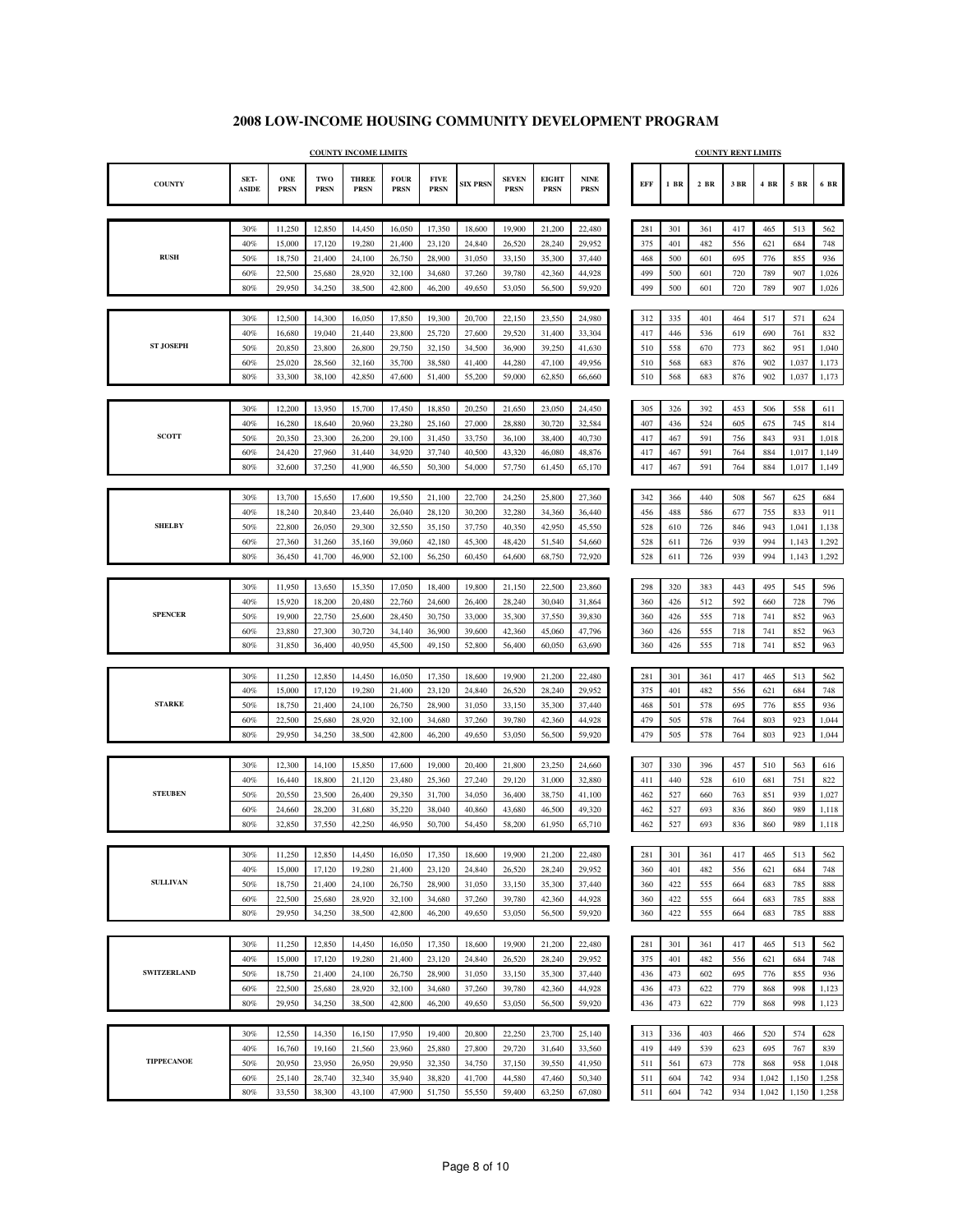# 2008 LOW-INCOME HOUSING COMMUNITY DEVELOPMENT PROGRAM

| | | COUNTY INCOME LIMITS | | | | | | | | | COUNTY RENT LIMITS | | | | | | |
|---|---|---|---|---|---|---|---|---|---|---|---|---|---|---|---|---|---|
| COUNTY | SET-ASIDE | ONE PRSN | TWO PRSN | THREE PRSN | FOUR PRSN | FIVE PRSN | SIX PRSN | SEVEN PRSN | EIGHT PRSN | NINE PRSN | EFF | 1 BR | 2 BR | 3 BR | 4 BR | 5 BR | 6 BR |
| RUSH | 30% | 11,250 | 12,850 | 14,450 | 16,050 | 17,350 | 18,600 | 19,900 | 21,200 | 22,480 | 281 | 301 | 361 | 417 | 465 | 513 | 562 |
| | 40% | 15,000 | 17,120 | 19,280 | 21,400 | 23,120 | 24,840 | 26,520 | 28,240 | 29,952 | 375 | 401 | 482 | 556 | 621 | 684 | 748 |
| | 50% | 18,750 | 21,400 | 24,100 | 26,750 | 28,900 | 31,050 | 33,150 | 35,300 | 37,440 | 468 | 500 | 601 | 695 | 776 | 855 | 936 |
| | 60% | 22,500 | 25,680 | 28,920 | 32,100 | 34,680 | 37,260 | 39,780 | 42,360 | 44,928 | 499 | 500 | 601 | 720 | 789 | 907 | 1,026 |
| | 80% | 29,950 | 34,250 | 38,500 | 42,800 | 46,200 | 49,650 | 53,050 | 56,500 | 59,920 | 499 | 500 | 601 | 720 | 789 | 907 | 1,026 |
| ST JOSEPH | 30% | 12,500 | 14,300 | 16,050 | 17,850 | 19,300 | 20,700 | 22,150 | 23,550 | 24,980 | 312 | 335 | 401 | 464 | 517 | 571 | 624 |
| | 40% | 16,680 | 19,040 | 21,440 | 23,800 | 25,720 | 27,600 | 29,520 | 31,400 | 33,304 | 417 | 446 | 536 | 619 | 690 | 761 | 832 |
| | 50% | 20,850 | 23,800 | 26,800 | 29,750 | 32,150 | 34,500 | 36,900 | 39,250 | 41,630 | 510 | 558 | 670 | 773 | 862 | 951 | 1,040 |
| | 60% | 25,020 | 28,560 | 32,160 | 35,700 | 38,580 | 41,400 | 44,280 | 47,100 | 49,956 | 510 | 568 | 683 | 876 | 902 | 1,037 | 1,173 |
| | 80% | 33,300 | 38,100 | 42,850 | 47,600 | 51,400 | 55,200 | 59,000 | 62,850 | 66,660 | 510 | 568 | 683 | 876 | 902 | 1,037 | 1,173 |
| SCOTT | 30% | 12,200 | 13,950 | 15,700 | 17,450 | 18,850 | 20,250 | 21,650 | 23,050 | 24,450 | 305 | 326 | 392 | 453 | 506 | 558 | 611 |
| | 40% | 16,280 | 18,640 | 20,960 | 23,280 | 25,160 | 27,000 | 28,880 | 30,720 | 32,584 | 407 | 436 | 524 | 605 | 675 | 745 | 814 |
| | 50% | 20,350 | 23,300 | 26,200 | 29,100 | 31,450 | 33,750 | 36,100 | 38,400 | 40,730 | 417 | 467 | 591 | 756 | 843 | 931 | 1,018 |
| | 60% | 24,420 | 27,960 | 31,440 | 34,920 | 37,740 | 40,500 | 43,320 | 46,080 | 48,876 | 417 | 467 | 591 | 764 | 884 | 1,017 | 1,149 |
| | 80% | 32,600 | 37,250 | 41,900 | 46,550 | 50,300 | 54,000 | 57,750 | 61,450 | 65,170 | 417 | 467 | 591 | 764 | 884 | 1,017 | 1,149 |
| SHELBY | 30% | 13,700 | 15,650 | 17,600 | 19,550 | 21,100 | 22,700 | 24,250 | 25,800 | 27,360 | 342 | 366 | 440 | 508 | 567 | 625 | 684 |
| | 40% | 18,240 | 20,840 | 23,440 | 26,040 | 28,120 | 30,200 | 32,280 | 34,360 | 36,440 | 456 | 488 | 586 | 677 | 755 | 833 | 911 |
| | 50% | 22,800 | 26,050 | 29,300 | 32,550 | 35,150 | 37,750 | 40,350 | 42,950 | 45,550 | 528 | 610 | 726 | 846 | 943 | 1,041 | 1,138 |
| | 60% | 27,360 | 31,260 | 35,160 | 39,060 | 42,180 | 45,300 | 48,420 | 51,540 | 54,660 | 528 | 611 | 726 | 939 | 994 | 1,143 | 1,292 |
| | 80% | 36,450 | 41,700 | 46,900 | 52,100 | 56,250 | 60,450 | 64,600 | 68,750 | 72,920 | 528 | 611 | 726 | 939 | 994 | 1,143 | 1,292 |
| SPENCER | 30% | 11,950 | 13,650 | 15,350 | 17,050 | 18,400 | 19,800 | 21,150 | 22,500 | 23,860 | 298 | 320 | 383 | 443 | 495 | 545 | 596 |
| | 40% | 15,920 | 18,200 | 20,480 | 22,760 | 24,600 | 26,400 | 28,240 | 30,040 | 31,864 | 360 | 426 | 512 | 592 | 660 | 728 | 796 |
| | 50% | 19,900 | 22,750 | 25,600 | 28,450 | 30,750 | 33,000 | 35,300 | 37,550 | 39,830 | 360 | 426 | 555 | 718 | 741 | 852 | 963 |
| | 60% | 23,880 | 27,300 | 30,720 | 34,140 | 36,900 | 39,600 | 42,360 | 45,060 | 47,796 | 360 | 426 | 555 | 718 | 741 | 852 | 963 |
| | 80% | 31,850 | 36,400 | 40,950 | 45,500 | 49,150 | 52,800 | 56,400 | 60,050 | 63,690 | 360 | 426 | 555 | 718 | 741 | 852 | 963 |
| STARKE | 30% | 11,250 | 12,850 | 14,450 | 16,050 | 17,350 | 18,600 | 19,900 | 21,200 | 22,480 | 281 | 301 | 361 | 417 | 465 | 513 | 562 |
| | 40% | 15,000 | 17,120 | 19,280 | 21,400 | 23,120 | 24,840 | 26,520 | 28,240 | 29,952 | 375 | 401 | 482 | 556 | 621 | 684 | 748 |
| | 50% | 18,750 | 21,400 | 24,100 | 26,750 | 28,900 | 31,050 | 33,150 | 35,300 | 37,440 | 468 | 501 | 578 | 695 | 776 | 855 | 936 |
| | 60% | 22,500 | 25,680 | 28,920 | 32,100 | 34,680 | 37,260 | 39,780 | 42,360 | 44,928 | 479 | 505 | 578 | 764 | 803 | 923 | 1,044 |
| | 80% | 29,950 | 34,250 | 38,500 | 42,800 | 46,200 | 49,650 | 53,050 | 56,500 | 59,920 | 479 | 505 | 578 | 764 | 803 | 923 | 1,044 |
| STEUBEN | 30% | 12,300 | 14,100 | 15,850 | 17,600 | 19,000 | 20,400 | 21,800 | 23,250 | 24,660 | 307 | 330 | 396 | 457 | 510 | 563 | 616 |
| | 40% | 16,440 | 18,800 | 21,120 | 23,480 | 25,360 | 27,240 | 29,120 | 31,000 | 32,880 | 411 | 440 | 528 | 610 | 681 | 751 | 822 |
| | 50% | 20,550 | 23,500 | 26,400 | 29,350 | 31,700 | 34,050 | 36,400 | 38,750 | 41,100 | 462 | 527 | 660 | 763 | 851 | 939 | 1,027 |
| | 60% | 24,660 | 28,200 | 31,680 | 35,220 | 38,040 | 40,860 | 43,680 | 46,500 | 49,320 | 462 | 527 | 693 | 836 | 860 | 989 | 1,118 |
| | 80% | 32,850 | 37,550 | 42,250 | 46,950 | 50,700 | 54,450 | 58,200 | 61,950 | 65,710 | 462 | 527 | 693 | 836 | 860 | 989 | 1,118 |
| SULLIVAN | 30% | 11,250 | 12,850 | 14,450 | 16,050 | 17,350 | 18,600 | 19,900 | 21,200 | 22,480 | 281 | 301 | 361 | 417 | 465 | 513 | 562 |
| | 40% | 15,000 | 17,120 | 19,280 | 21,400 | 23,120 | 24,840 | 26,520 | 28,240 | 29,952 | 360 | 401 | 482 | 556 | 621 | 684 | 748 |
| | 50% | 18,750 | 21,400 | 24,100 | 26,750 | 28,900 | 31,050 | 33,150 | 35,300 | 37,440 | 360 | 422 | 555 | 664 | 683 | 785 | 888 |
| | 60% | 22,500 | 25,680 | 28,920 | 32,100 | 34,680 | 37,260 | 39,780 | 42,360 | 44,928 | 360 | 422 | 555 | 664 | 683 | 785 | 888 |
| | 80% | 29,950 | 34,250 | 38,500 | 42,800 | 46,200 | 49,650 | 53,050 | 56,500 | 59,920 | 360 | 422 | 555 | 664 | 683 | 785 | 888 |
| SWITZERLAND | 30% | 11,250 | 12,850 | 14,450 | 16,050 | 17,350 | 18,600 | 19,900 | 21,200 | 22,480 | 281 | 301 | 361 | 417 | 465 | 513 | 562 |
| | 40% | 15,000 | 17,120 | 19,280 | 21,400 | 23,120 | 24,840 | 26,520 | 28,240 | 29,952 | 375 | 401 | 482 | 556 | 621 | 684 | 748 |
| | 50% | 18,750 | 21,400 | 24,100 | 26,750 | 28,900 | 31,050 | 33,150 | 35,300 | 37,440 | 436 | 473 | 602 | 695 | 776 | 855 | 936 |
| | 60% | 22,500 | 25,680 | 28,920 | 32,100 | 34,680 | 37,260 | 39,780 | 42,360 | 44,928 | 436 | 473 | 622 | 779 | 868 | 998 | 1,123 |
| | 80% | 29,950 | 34,250 | 38,500 | 42,800 | 46,200 | 49,650 | 53,050 | 56,500 | 59,920 | 436 | 473 | 622 | 779 | 868 | 998 | 1,123 |
| TIPPECANOE | 30% | 12,550 | 14,350 | 16,150 | 17,950 | 19,400 | 20,800 | 22,250 | 23,700 | 25,140 | 313 | 336 | 403 | 466 | 520 | 574 | 628 |
| | 40% | 16,760 | 19,160 | 21,560 | 23,960 | 25,880 | 27,800 | 29,720 | 31,640 | 33,560 | 419 | 449 | 539 | 623 | 695 | 767 | 839 |
| | 50% | 20,950 | 23,950 | 26,950 | 29,950 | 32,350 | 34,750 | 37,150 | 39,550 | 41,950 | 511 | 561 | 673 | 778 | 868 | 958 | 1,048 |
| | 60% | 25,140 | 28,740 | 32,340 | 35,940 | 38,820 | 41,700 | 44,580 | 47,460 | 50,340 | 511 | 604 | 742 | 934 | 1,042 | 1,150 | 1,258 |
| | 80% | 33,550 | 38,300 | 43,100 | 47,900 | 51,750 | 55,550 | 59,400 | 63,250 | 67,080 | 511 | 604 | 742 | 934 | 1,042 | 1,150 | 1,258 |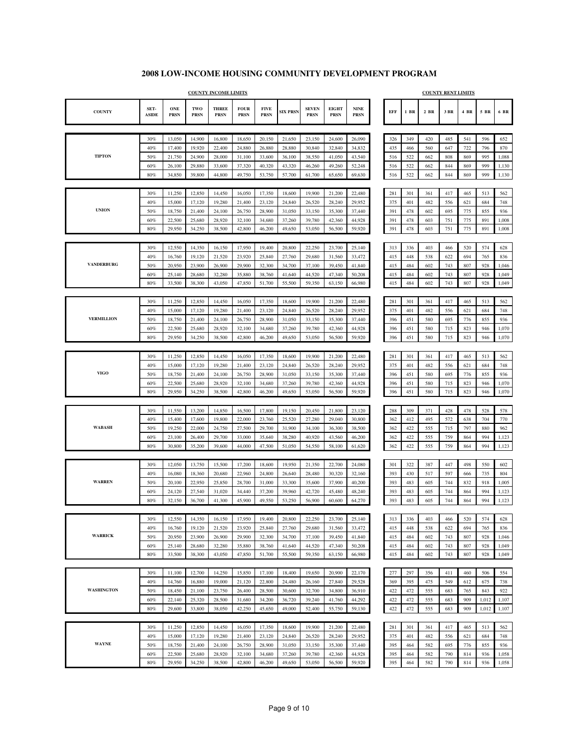# 2008 LOW-INCOME HOUSING COMMUNITY DEVELOPMENT PROGRAM

| | | COUNTY INCOME LIMITS | | | | | | | | | COUNTY RENT LIMITS | | | | | | |
|---|---|---|---|---|---|---|---|---|---|---|---|---|---|---|---|---|---|
| COUNTY | SET-ASIDE | ONE PRSN | TWO PRSN | THREE PRSN | FOUR PRSN | FIVE PRSN | SIX PRSN | SEVEN PRSN | EIGHT PRSN | NINE PRSN | EFF | 1 BR | 2 BR | 3 BR | 4 BR | 5 BR | 6 BR |
| TIPTON | 30% | 13,050 | 14,900 | 16,800 | 18,650 | 20,150 | 21,650 | 23,150 | 24,600 | 26,090 | 326 | 349 | 420 | 485 | 541 | 596 | 652 |
| | 40% | 17,400 | 19,920 | 22,400 | 24,880 | 26,880 | 28,880 | 30,840 | 32,840 | 34,832 | 435 | 466 | 560 | 647 | 722 | 796 | 870 |
| | 50% | 21,750 | 24,900 | 28,000 | 31,100 | 33,600 | 36,100 | 38,550 | 41,050 | 43,540 | 516 | 522 | 662 | 808 | 869 | 995 | 1,088 |
| | 60% | 26,100 | 29,880 | 33,600 | 37,320 | 40,320 | 43,320 | 46,260 | 49,260 | 52,248 | 516 | 522 | 662 | 844 | 869 | 999 | 1,130 |
| | 80% | 34,850 | 39,800 | 44,800 | 49,750 | 53,750 | 57,700 | 61,700 | 65,650 | 69,630 | 516 | 522 | 662 | 844 | 869 | 999 | 1,130 |
| UNION | 30% | 11,250 | 12,850 | 14,450 | 16,050 | 17,350 | 18,600 | 19,900 | 21,200 | 22,480 | 281 | 301 | 361 | 417 | 465 | 513 | 562 |
| | 40% | 15,000 | 17,120 | 19,280 | 21,400 | 23,120 | 24,840 | 26,520 | 28,240 | 29,952 | 375 | 401 | 482 | 556 | 621 | 684 | 748 |
| | 50% | 18,750 | 21,400 | 24,100 | 26,750 | 28,900 | 31,050 | 33,150 | 35,300 | 37,440 | 391 | 478 | 602 | 695 | 775 | 855 | 936 |
| | 60% | 22,500 | 25,680 | 28,920 | 32,100 | 34,680 | 37,260 | 39,780 | 42,360 | 44,928 | 391 | 478 | 603 | 751 | 775 | 891 | 1,008 |
| | 80% | 29,950 | 34,250 | 38,500 | 42,800 | 46,200 | 49,650 | 53,050 | 56,500 | 59,920 | 391 | 478 | 603 | 751 | 775 | 891 | 1,008 |
| VANDERBURG | 30% | 12,550 | 14,350 | 16,150 | 17,950 | 19,400 | 20,800 | 22,250 | 23,700 | 25,140 | 313 | 336 | 403 | 466 | 520 | 574 | 628 |
| | 40% | 16,760 | 19,120 | 21,520 | 23,920 | 25,840 | 27,760 | 29,680 | 31,560 | 33,472 | 415 | 448 | 538 | 622 | 694 | 765 | 836 |
| | 50% | 20,950 | 23,900 | 26,900 | 29,900 | 32,300 | 34,700 | 37,100 | 39,450 | 41,840 | 415 | 484 | 602 | 743 | 807 | 928 | 1,046 |
| | 60% | 25,140 | 28,680 | 32,280 | 35,880 | 38,760 | 41,640 | 44,520 | 47,340 | 50,208 | 415 | 484 | 602 | 743 | 807 | 928 | 1,049 |
| | 80% | 33,500 | 38,300 | 43,050 | 47,850 | 51,700 | 55,500 | 59,350 | 63,150 | 66,980 | 415 | 484 | 602 | 743 | 807 | 928 | 1,049 |
| VERMILLION | 30% | 11,250 | 12,850 | 14,450 | 16,050 | 17,350 | 18,600 | 19,900 | 21,200 | 22,480 | 281 | 301 | 361 | 417 | 465 | 513 | 562 |
| | 40% | 15,000 | 17,120 | 19,280 | 21,400 | 23,120 | 24,840 | 26,520 | 28,240 | 29,952 | 375 | 401 | 482 | 556 | 621 | 684 | 748 |
| | 50% | 18,750 | 21,400 | 24,100 | 26,750 | 28,900 | 31,050 | 33,150 | 35,300 | 37,440 | 396 | 451 | 580 | 695 | 776 | 855 | 936 |
| | 60% | 22,500 | 25,680 | 28,920 | 32,100 | 34,680 | 37,260 | 39,780 | 42,360 | 44,928 | 396 | 451 | 580 | 715 | 823 | 946 | 1,070 |
| | 80% | 29,950 | 34,250 | 38,500 | 42,800 | 46,200 | 49,650 | 53,050 | 56,500 | 59,920 | 396 | 451 | 580 | 715 | 823 | 946 | 1,070 |
| VIGO | 30% | 11,250 | 12,850 | 14,450 | 16,050 | 17,350 | 18,600 | 19,900 | 21,200 | 22,480 | 281 | 301 | 361 | 417 | 465 | 513 | 562 |
| | 40% | 15,000 | 17,120 | 19,280 | 21,400 | 23,120 | 24,840 | 26,520 | 28,240 | 29,952 | 375 | 401 | 482 | 556 | 621 | 684 | 748 |
| | 50% | 18,750 | 21,400 | 24,100 | 26,750 | 28,900 | 31,050 | 33,150 | 35,300 | 37,440 | 396 | 451 | 580 | 695 | 776 | 855 | 936 |
| | 60% | 22,500 | 25,680 | 28,920 | 32,100 | 34,680 | 37,260 | 39,780 | 42,360 | 44,928 | 396 | 451 | 580 | 715 | 823 | 946 | 1,070 |
| | 80% | 29,950 | 34,250 | 38,500 | 42,800 | 46,200 | 49,650 | 53,050 | 56,500 | 59,920 | 396 | 451 | 580 | 715 | 823 | 946 | 1,070 |
| WABASH | 30% | 11,550 | 13,200 | 14,850 | 16,500 | 17,800 | 19,150 | 20,450 | 21,800 | 23,120 | 288 | 309 | 371 | 428 | 478 | 528 | 578 |
| | 40% | 15,400 | 17,600 | 19,800 | 22,000 | 23,760 | 25,520 | 27,280 | 29,040 | 30,800 | 362 | 412 | 495 | 572 | 638 | 704 | 770 |
| | 50% | 19,250 | 22,000 | 24,750 | 27,500 | 29,700 | 31,900 | 34,100 | 36,300 | 38,500 | 362 | 422 | 555 | 715 | 797 | 880 | 962 |
| | 60% | 23,100 | 26,400 | 29,700 | 33,000 | 35,640 | 38,280 | 40,920 | 43,560 | 46,200 | 362 | 422 | 555 | 759 | 864 | 994 | 1,123 |
| | 80% | 30,800 | 35,200 | 39,600 | 44,000 | 47,500 | 51,050 | 54,550 | 58,100 | 61,620 | 362 | 422 | 555 | 759 | 864 | 994 | 1,123 |
| WARREN | 30% | 12,050 | 13,750 | 15,500 | 17,200 | 18,600 | 19,950 | 21,350 | 22,700 | 24,080 | 301 | 322 | 387 | 447 | 498 | 550 | 602 |
| | 40% | 16,080 | 18,360 | 20,680 | 22,960 | 24,800 | 26,640 | 28,480 | 30,320 | 32,160 | 393 | 430 | 517 | 597 | 666 | 735 | 804 |
| | 50% | 20,100 | 22,950 | 25,850 | 28,700 | 31,000 | 33,300 | 35,600 | 37,900 | 40,200 | 393 | 483 | 605 | 744 | 832 | 918 | 1,005 |
| | 60% | 24,120 | 27,540 | 31,020 | 34,440 | 37,200 | 39,960 | 42,720 | 45,480 | 48,240 | 393 | 483 | 605 | 744 | 864 | 994 | 1,123 |
| | 80% | 32,150 | 36,700 | 41,300 | 45,900 | 49,550 | 53,250 | 56,900 | 60,600 | 64,270 | 393 | 483 | 605 | 744 | 864 | 994 | 1,123 |
| WARRICK | 30% | 12,550 | 14,350 | 16,150 | 17,950 | 19,400 | 20,800 | 22,250 | 23,700 | 25,140 | 313 | 336 | 403 | 466 | 520 | 574 | 628 |
| | 40% | 16,760 | 19,120 | 21,520 | 23,920 | 25,840 | 27,760 | 29,680 | 31,560 | 33,472 | 415 | 448 | 538 | 622 | 694 | 765 | 836 |
| | 50% | 20,950 | 23,900 | 26,900 | 29,900 | 32,300 | 34,700 | 37,100 | 39,450 | 41,840 | 415 | 484 | 602 | 743 | 807 | 928 | 1,046 |
| | 60% | 25,140 | 28,680 | 32,280 | 35,880 | 38,760 | 41,640 | 44,520 | 47,340 | 50,208 | 415 | 484 | 602 | 743 | 807 | 928 | 1,049 |
| | 80% | 33,500 | 38,300 | 43,050 | 47,850 | 51,700 | 55,500 | 59,350 | 63,150 | 66,980 | 415 | 484 | 602 | 743 | 807 | 928 | 1,049 |
| WASHINGTON | 30% | 11,100 | 12,700 | 14,250 | 15,850 | 17,100 | 18,400 | 19,650 | 20,900 | 22,170 | 277 | 297 | 356 | 411 | 460 | 506 | 554 |
| | 40% | 14,760 | 16,880 | 19,000 | 21,120 | 22,800 | 24,480 | 26,160 | 27,840 | 29,528 | 369 | 395 | 475 | 549 | 612 | 675 | 738 |
| | 50% | 18,450 | 21,100 | 23,750 | 26,400 | 28,500 | 30,600 | 32,700 | 34,800 | 36,910 | 422 | 472 | 555 | 683 | 765 | 843 | 922 |
| | 60% | 22,140 | 25,320 | 28,500 | 31,680 | 34,200 | 36,720 | 39,240 | 41,760 | 44,292 | 422 | 472 | 555 | 683 | 909 | 1,012 | 1,107 |
| | 80% | 29,600 | 33,800 | 38,050 | 42,250 | 45,650 | 49,000 | 52,400 | 55,750 | 59,130 | 422 | 472 | 555 | 683 | 909 | 1,012 | 1,107 |
| WAYNE | 30% | 11,250 | 12,850 | 14,450 | 16,050 | 17,350 | 18,600 | 19,900 | 21,200 | 22,480 | 281 | 301 | 361 | 417 | 465 | 513 | 562 |
| | 40% | 15,000 | 17,120 | 19,280 | 21,400 | 23,120 | 24,840 | 26,520 | 28,240 | 29,952 | 375 | 401 | 482 | 556 | 621 | 684 | 748 |
| | 50% | 18,750 | 21,400 | 24,100 | 26,750 | 28,900 | 31,050 | 33,150 | 35,300 | 37,440 | 395 | 464 | 582 | 695 | 776 | 855 | 936 |
| | 60% | 22,500 | 25,680 | 28,920 | 32,100 | 34,680 | 37,260 | 39,780 | 42,360 | 44,928 | 395 | 464 | 582 | 790 | 814 | 936 | 1,058 |
| | 80% | 29,950 | 34,250 | 38,500 | 42,800 | 46,200 | 49,650 | 53,050 | 56,500 | 59,920 | 395 | 464 | 582 | 790 | 814 | 936 | 1,058 |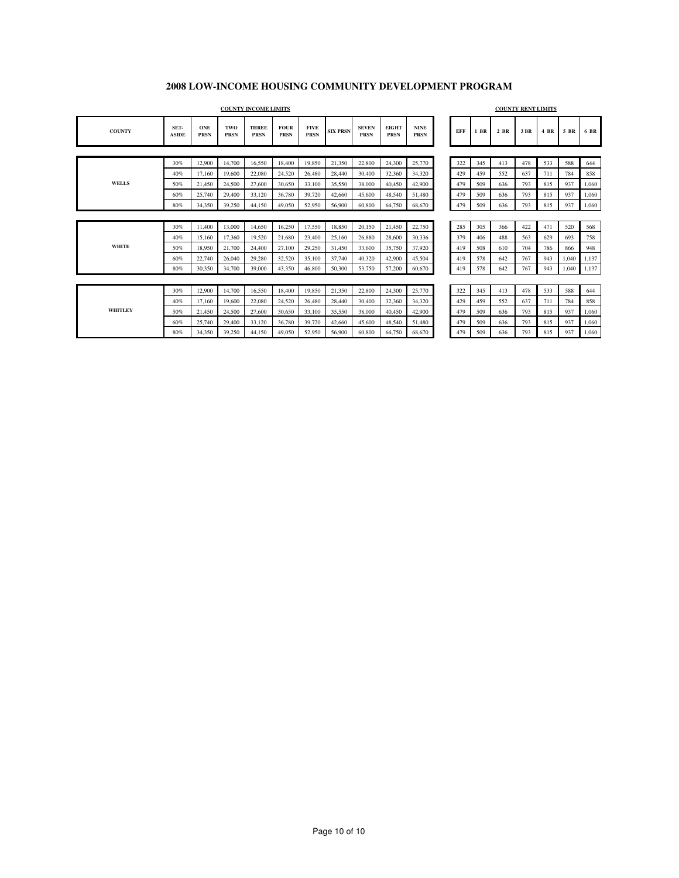# 2008 LOW-INCOME HOUSING COMMUNITY DEVELOPMENT PROGRAM

| | | COUNTY INCOME LIMITS | | | | | | | | | | COUNTY RENT LIMITS | | | | | | |
|---|---|---|---|---|---|---|---|---|---|---|---|---|---|---|---|---|---|---|
| COUNTY | SET-ASIDE | ONE PRSN | TWO PRSN | THREE PRSN | FOUR PRSN | FIVE PRSN | SIX PRSN | SEVEN PRSN | EIGHT PRSN | NINE PRSN | EFF | 1 BR | 2 BR | 3 BR | 4 BR | 5 BR | 6 BR |
| WELLS | 30% | 12,900 | 14,700 | 16,550 | 18,400 | 19,850 | 21,350 | 22,800 | 24,300 | 25,770 | 322 | 345 | 413 | 478 | 533 | 588 | 644 |
| | 40% | 17,160 | 19,600 | 22,080 | 24,520 | 26,480 | 28,440 | 30,400 | 32,360 | 34,320 | 429 | 459 | 552 | 637 | 711 | 784 | 858 |
| | 50% | 21,450 | 24,500 | 27,600 | 30,650 | 33,100 | 35,550 | 38,000 | 40,450 | 42,900 | 479 | 509 | 636 | 793 | 815 | 937 | 1,060 |
| | 60% | 25,740 | 29,400 | 33,120 | 36,780 | 39,720 | 42,660 | 45,600 | 48,540 | 51,480 | 479 | 509 | 636 | 793 | 815 | 937 | 1,060 |
| | 80% | 34,350 | 39,250 | 44,150 | 49,050 | 52,950 | 56,900 | 60,800 | 64,750 | 68,670 | 479 | 509 | 636 | 793 | 815 | 937 | 1,060 |
| WHITE | 30% | 11,400 | 13,000 | 14,650 | 16,250 | 17,550 | 18,850 | 20,150 | 21,450 | 22,750 | 285 | 305 | 366 | 422 | 471 | 520 | 568 |
| | 40% | 15,160 | 17,360 | 19,520 | 21,680 | 23,400 | 25,160 | 26,880 | 28,600 | 30,336 | 379 | 406 | 488 | 563 | 629 | 693 | 758 |
| | 50% | 18,950 | 21,700 | 24,400 | 27,100 | 29,250 | 31,450 | 33,600 | 35,750 | 37,920 | 419 | 508 | 610 | 704 | 786 | 866 | 948 |
| | 60% | 22,740 | 26,040 | 29,280 | 32,520 | 35,100 | 37,740 | 40,320 | 42,900 | 45,504 | 419 | 578 | 642 | 767 | 943 | 1,040 | 1,137 |
| | 80% | 30,350 | 34,700 | 39,000 | 43,350 | 46,800 | 50,300 | 53,750 | 57,200 | 60,670 | 419 | 578 | 642 | 767 | 943 | 1,040 | 1,137 |
| WHITLEY | 30% | 12,900 | 14,700 | 16,550 | 18,400 | 19,850 | 21,350 | 22,800 | 24,300 | 25,770 | 322 | 345 | 413 | 478 | 533 | 588 | 644 |
| | 40% | 17,160 | 19,600 | 22,080 | 24,520 | 26,480 | 28,440 | 30,400 | 32,360 | 34,320 | 429 | 459 | 552 | 637 | 711 | 784 | 858 |
| | 50% | 21,450 | 24,500 | 27,600 | 30,650 | 33,100 | 35,550 | 38,000 | 40,450 | 42,900 | 479 | 509 | 636 | 793 | 815 | 937 | 1,060 |
| | 60% | 25,740 | 29,400 | 33,120 | 36,780 | 39,720 | 42,660 | 45,600 | 48,540 | 51,480 | 479 | 509 | 636 | 793 | 815 | 937 | 1,060 |
| | 80% | 34,350 | 39,250 | 44,150 | 49,050 | 52,950 | 56,900 | 60,800 | 64,750 | 68,670 | 479 | 509 | 636 | 793 | 815 | 937 | 1,060 |